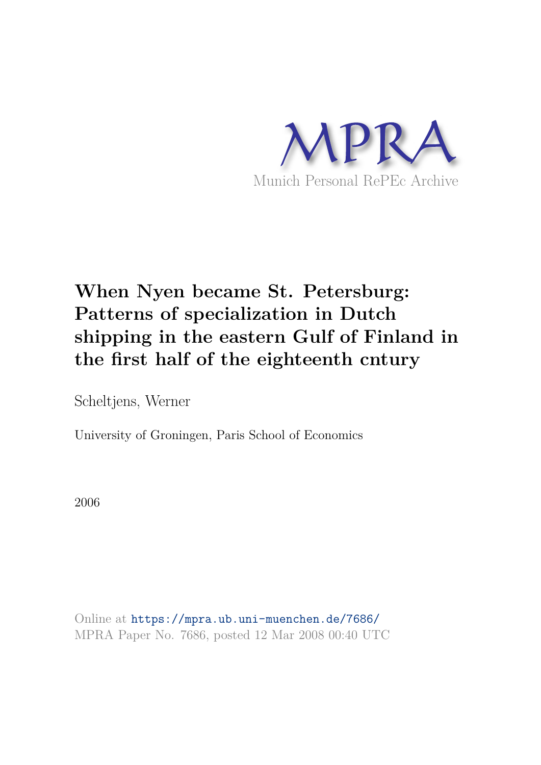MPRA

Munich Personal RePEc Archive

# When Nyen became St. Petersburg: Patterns of specialization in Dutch shipping in the eastern Gulf of Finland in the first half of the eighteenth cntury

Scheltjens, Werner

University of Groningen, Paris School of Economics

2006

Online at https://mpra.ub.uni-muenchen.de/7686/
MPRA Paper No. 7686, posted 12 Mar 2008 00:40 UTC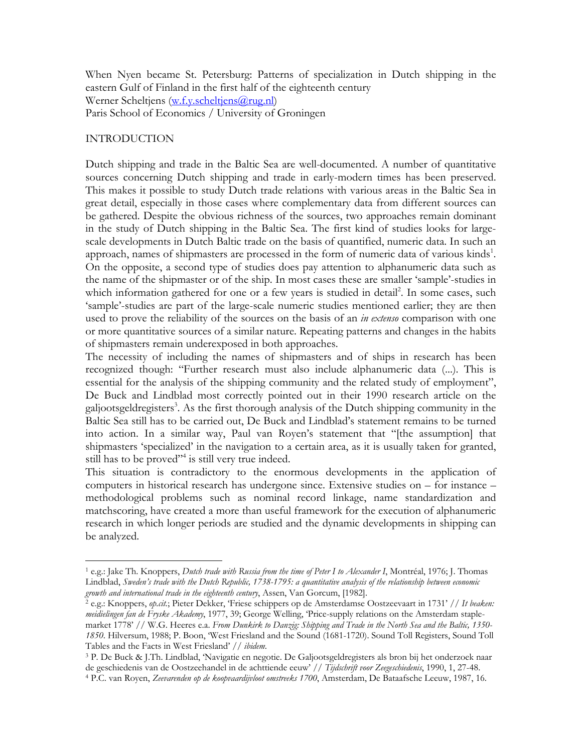When Nyen became St. Petersburg: Patterns of specialization in Dutch shipping in the eastern Gulf of Finland in the first half of the eighteenth century

Werner Scheltjens (w.f.y.scheltjens@rug.nl)

Paris School of Economics / University of Groningen

## INTRODUCTION

Dutch shipping and trade in the Baltic Sea are well-documented. A number of quantitative sources concerning Dutch shipping and trade in early-modern times has been preserved. This makes it possible to study Dutch trade relations with various areas in the Baltic Sea in great detail, especially in those cases where complementary data from different sources can be gathered. Despite the obvious richness of the sources, two approaches remain dominant in the study of Dutch shipping in the Baltic Sea. The first kind of studies looks for large-scale developments in Dutch Baltic trade on the basis of quantified, numeric data. In such an approach, names of shipmasters are processed in the form of numeric data of various kinds[1]. On the opposite, a second type of studies does pay attention to alphanumeric data such as the name of the shipmaster or of the ship. In most cases these are smaller 'sample'-studies in which information gathered for one or a few years is studied in detail[2]. In some cases, such 'sample'-studies are part of the large-scale numeric studies mentioned earlier; they are then used to prove the reliability of the sources on the basis of an *in extenso* comparison with one or more quantitative sources of a similar nature. Repeating patterns and changes in the habits of shipmasters remain underexposed in both approaches.

The necessity of including the names of shipmasters and of ships in research has been recognized though: "Further research must also include alphanumeric data (...). This is essential for the analysis of the shipping community and the related study of employment", De Buck and Lindblad most correctly pointed out in their 1990 research article on the galjootsgeldregisters[3]. As the first thorough analysis of the Dutch shipping community in the Baltic Sea still has to be carried out, De Buck and Lindblad's statement remains to be turned into action. In a similar way, Paul van Royen's statement that "[the assumption] that shipmasters 'specialized' in the navigation to a certain area, as it is usually taken for granted, still has to be proved"[4] is still very true indeed.

This situation is contradictory to the enormous developments in the application of computers in historical research has undergone since. Extensive studies on – for instance – methodological problems such as nominal record linkage, name standardization and matchscoring, have created a more than useful framework for the execution of alphanumeric research in which longer periods are studied and the dynamic developments in shipping can be analyzed.

---

[1] e.g.: Jake Th. Knoppers, *Dutch trade with Russia from the time of Peter I to Alexander I*, Montréal, 1976; J. Thomas Lindblad, *Sweden's trade with the Dutch Republic, 1738-1795: a quantitative analysis of the relationship between economic growth and international trade in the eighteenth century*, Assen, Van Gorcum, [1982].

[2] e.g.: Knoppers, *op.cit.*; Pieter Dekker, 'Friese schippers op de Amsterdamse Oostzeevaart in 1731' // *It beaken: meidielingen fan de Fryske Akademy*, 1977, 39; George Welling, 'Price-supply relations on the Amsterdam staple-market 1778' // W.G. Heeres e.a. *From Dunkirk to Danzig: Shipping and Trade in the North Sea and the Baltic, 1350-1850*. Hilversum, 1988; P. Boon, 'West Friesland and the Sound (1681-1720). Sound Toll Registers, Sound Toll Tables and the Facts in West Friesland' // *ibidem*.

[3] P. De Buck & J.Th. Lindblad, 'Navigatie en negotie. De Galjootsgeldregisters als bron bij het onderzoek naar de geschiedenis van de Oostzeehandel in de achttiende eeuw' // *Tijdschrift voor Zeegeschiedenis*, 1990, 1, 27-48.

[4] P.C. van Royen, *Zeevarenden op de koopvaardijvloot omstreeks 1700*, Amsterdam, De Bataafsche Leeuw, 1987, 16.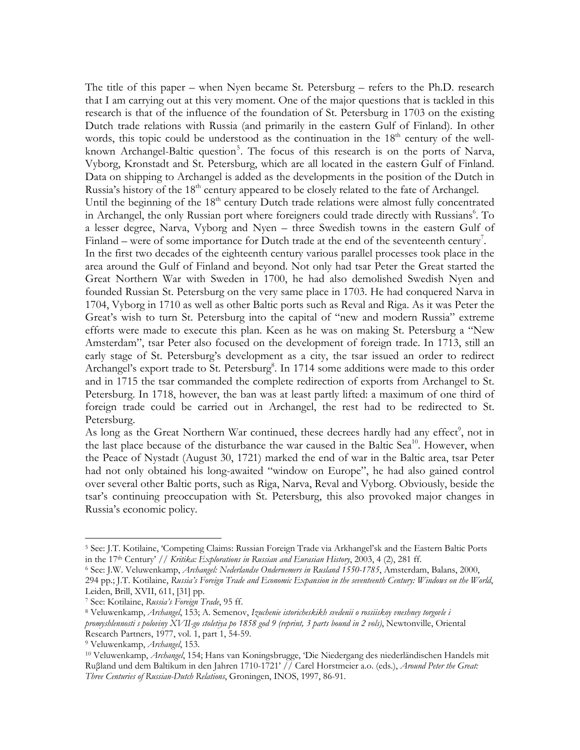The title of this paper – when Nyen became St. Petersburg – refers to the Ph.D. research that I am carrying out at this very moment. One of the major questions that is tackled in this research is that of the influence of the foundation of St. Petersburg in 1703 on the existing Dutch trade relations with Russia (and primarily in the eastern Gulf of Finland). In other words, this topic could be understood as the continuation in the 18th century of the well-known Archangel-Baltic question[5]. The focus of this research is on the ports of Narva, Vyborg, Kronstadt and St. Petersburg, which are all located in the eastern Gulf of Finland. Data on shipping to Archangel is added as the developments in the position of the Dutch in Russia's history of the 18th century appeared to be closely related to the fate of Archangel.

Until the beginning of the 18th century Dutch trade relations were almost fully concentrated in Archangel, the only Russian port where foreigners could trade directly with Russians[6]. To a lesser degree, Narva, Vyborg and Nyen – three Swedish towns in the eastern Gulf of Finland – were of some importance for Dutch trade at the end of the seventeenth century[7].

In the first two decades of the eighteenth century various parallel processes took place in the area around the Gulf of Finland and beyond. Not only had tsar Peter the Great started the Great Northern War with Sweden in 1700, he had also demolished Swedish Nyen and founded Russian St. Petersburg on the very same place in 1703. He had conquered Narva in 1704, Vyborg in 1710 as well as other Baltic ports such as Reval and Riga. As it was Peter the Great's wish to turn St. Petersburg into the capital of "new and modern Russia" extreme efforts were made to execute this plan. Keen as he was on making St. Petersburg a "New Amsterdam", tsar Peter also focused on the development of foreign trade. In 1713, still an early stage of St. Petersburg's development as a city, the tsar issued an order to redirect Archangel's export trade to St. Petersburg[8]. In 1714 some additions were made to this order and in 1715 the tsar commanded the complete redirection of exports from Archangel to St. Petersburg. In 1718, however, the ban was at least partly lifted: a maximum of one third of foreign trade could be carried out in Archangel, the rest had to be redirected to St. Petersburg.

As long as the Great Northern War continued, these decrees hardly had any effect[9], not in the last place because of the disturbance the war caused in the Baltic Sea[10]. However, when the Peace of Nystadt (August 30, 1721) marked the end of war in the Baltic area, tsar Peter had not only obtained his long-awaited "window on Europe", he had also gained control over several other Baltic ports, such as Riga, Narva, Reval and Vyborg. Obviously, beside the tsar's continuing preoccupation with St. Petersburg, this also provoked major changes in Russia's economic policy.

---

[5] See: J.T. Kotilaine, 'Competing Claims: Russian Foreign Trade via Arkhangel'sk and the Eastern Baltic Ports in the 17th Century' // *Kritika: Explorations in Russian and Eurasian History*, 2003, 4 (2), 281 ff.

[6] See: J.W. Veluwenkamp, *Archangel: Nederlandse Ondernemers in Rusland 1550-1785*, Amsterdam, Balans, 2000, 294 pp.; J.T. Kotilaine, *Russia's Foreign Trade and Economic Expansion in the seventeenth Century: Windows on the World*, Leiden, Brill, XVII, 611, [31] pp.

[7] See: Kotilaine, *Russia's Foreign Trade*, 95 ff.

[8] Veluwenkamp, *Archangel*, 153; A. Semenov, *Izuchenie istoricheskikh svedenii o rossiiskoy vneshney torgovle i promyshlennosti s poloviny XVII-go stoletiya po 1858 god 9 (reprint, 3 parts bound in 2 vols)*, Newtonville, Oriental Research Partners, 1977, vol. 1, part 1, 54-59.

[9] Veluwenkamp, *Archangel*, 153.

[10] Veluwenkamp, *Archangel*, 154; Hans van Koningsbrugge, 'Die Niedergang des niederländischen Handels mit Ruβland und dem Baltikum in den Jahren 1710-1721' // Carel Horstmeier a.o. (eds.), *Around Peter the Great: Three Centuries of Russian-Dutch Relations*, Groningen, INOS, 1997, 86-91.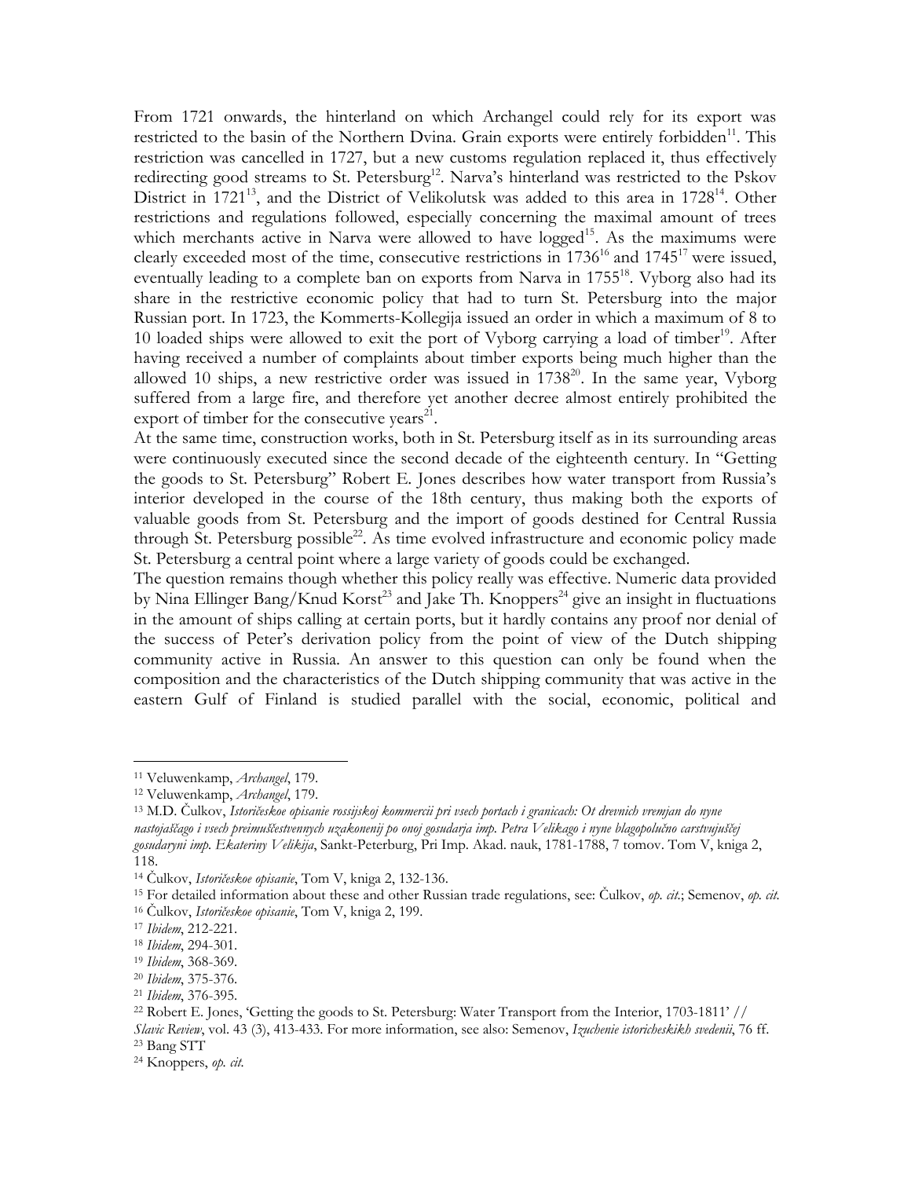From 1721 onwards, the hinterland on which Archangel could rely for its export was restricted to the basin of the Northern Dvina. Grain exports were entirely forbidden[11]. This restriction was cancelled in 1727, but a new customs regulation replaced it, thus effectively redirecting good streams to St. Petersburg[12]. Narva's hinterland was restricted to the Pskov District in 1721[13], and the District of Velikolutsk was added to this area in 1728[14]. Other restrictions and regulations followed, especially concerning the maximal amount of trees which merchants active in Narva were allowed to have logged[15]. As the maximums were clearly exceeded most of the time, consecutive restrictions in 1736[16] and 1745[17] were issued, eventually leading to a complete ban on exports from Narva in 1755[18]. Vyborg also had its share in the restrictive economic policy that had to turn St. Petersburg into the major Russian port. In 1723, the Kommerts-Kollegija issued an order in which a maximum of 8 to 10 loaded ships were allowed to exit the port of Vyborg carrying a load of timber[19]. After having received a number of complaints about timber exports being much higher than the allowed 10 ships, a new restrictive order was issued in 1738[20]. In the same year, Vyborg suffered from a large fire, and therefore yet another decree almost entirely prohibited the export of timber for the consecutive years[21].

At the same time, construction works, both in St. Petersburg itself as in its surrounding areas were continuously executed since the second decade of the eighteenth century. In "Getting the goods to St. Petersburg" Robert E. Jones describes how water transport from Russia's interior developed in the course of the 18th century, thus making both the exports of valuable goods from St. Petersburg and the import of goods destined for Central Russia through St. Petersburg possible[22]. As time evolved infrastructure and economic policy made St. Petersburg a central point where a large variety of goods could be exchanged.

The question remains though whether this policy really was effective. Numeric data provided by Nina Ellinger Bang/Knud Korst[23] and Jake Th. Knoppers[24] give an insight in fluctuations in the amount of ships calling at certain ports, but it hardly contains any proof nor denial of the success of Peter's derivation policy from the point of view of the Dutch shipping community active in Russia. An answer to this question can only be found when the composition and the characteristics of the Dutch shipping community that was active in the eastern Gulf of Finland is studied parallel with the social, economic, political and

---

[11] Veluwenkamp, *Archangel*, 179.

[12] Veluwenkamp, *Archangel*, 179.

[13] M.D. Čulkov, *Istoričeskoe opisanie rossijskoj kommercii pri vsech portach i granicach: Ot drevnich vremjan do nyne nastojaščago i vsech preimuščestvennych uzakonenij po onoj gosudarja imp. Petra Velikago i nyne blagopolučno carstvujuščej gosudaryni imp. Ekateriny Velikija*, Sankt-Peterburg, Pri Imp. Akad. nauk, 1781-1788, 7 tomov. Tom V, kniga 2, 118.

[14] Čulkov, *Istoričeskoe opisanie*, Tom V, kniga 2, 132-136.

[15] For detailed information about these and other Russian trade regulations, see: Čulkov, *op. cit.*; Semenov, *op. cit.*

[16] Čulkov, *Istoričeskoe opisanie*, Tom V, kniga 2, 199.

[17] *Ibidem*, 212-221.

[18] *Ibidem*, 294-301.

[19] *Ibidem*, 368-369.

[20] *Ibidem*, 375-376.

[21] *Ibidem*, 376-395.

[22] Robert E. Jones, 'Getting the goods to St. Petersburg: Water Transport from the Interior, 1703-1811' // *Slavic Review*, vol. 43 (3), 413-433. For more information, see also: Semenov, *Izuchenie istoricheskikh svedenii*, 76 ff.

[23] Bang STT

[24] Knoppers, *op. cit.*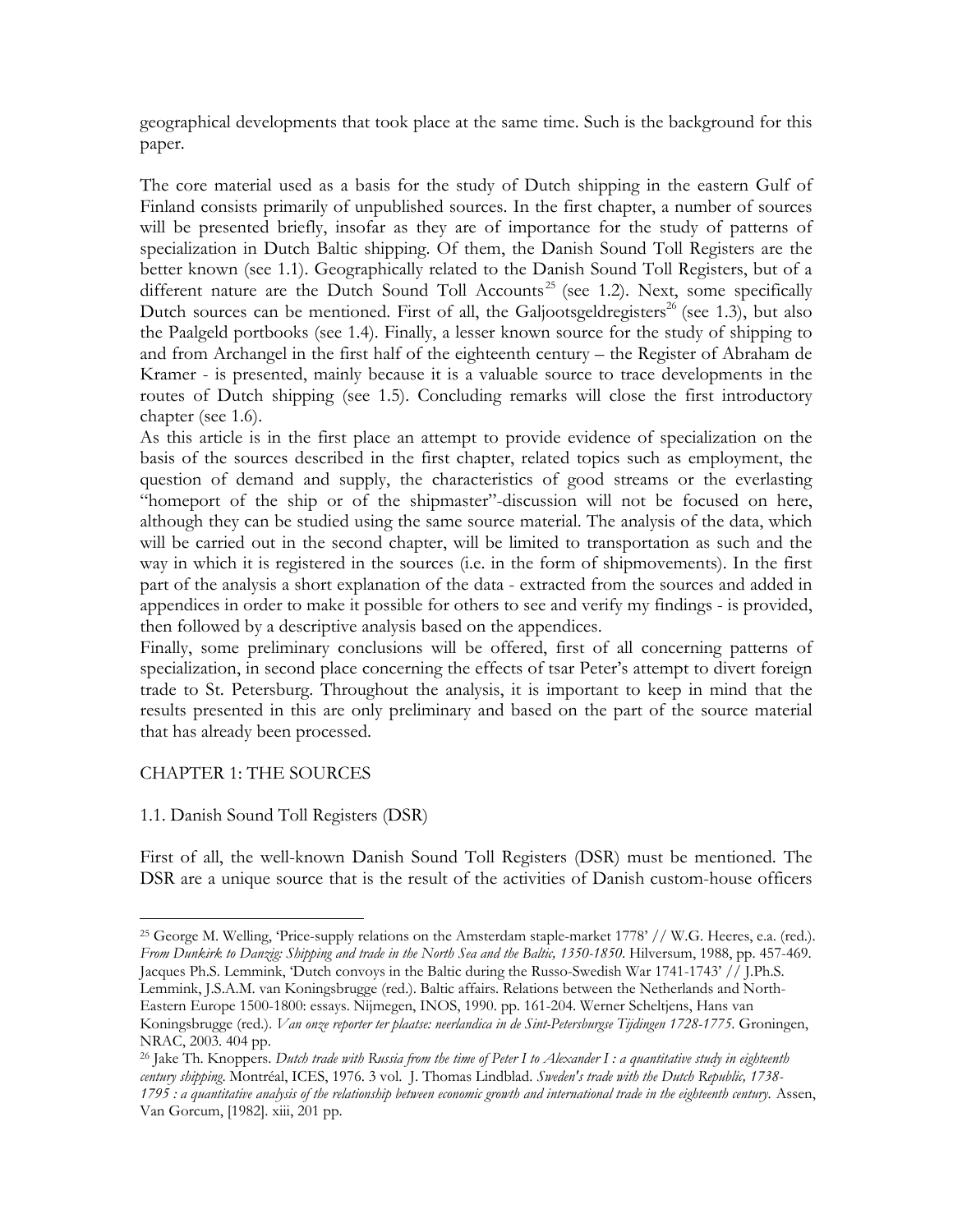geographical developments that took place at the same time. Such is the background for this paper.

The core material used as a basis for the study of Dutch shipping in the eastern Gulf of Finland consists primarily of unpublished sources. In the first chapter, a number of sources will be presented briefly, insofar as they are of importance for the study of patterns of specialization in Dutch Baltic shipping. Of them, the Danish Sound Toll Registers are the better known (see 1.1). Geographically related to the Danish Sound Toll Registers, but of a different nature are the Dutch Sound Toll Accounts[25] (see 1.2). Next, some specifically Dutch sources can be mentioned. First of all, the Galjootsgeldregisters[26] (see 1.3), but also the Paalgeld portbooks (see 1.4). Finally, a lesser known source for the study of shipping to and from Archangel in the first half of the eighteenth century – the Register of Abraham de Kramer - is presented, mainly because it is a valuable source to trace developments in the routes of Dutch shipping (see 1.5). Concluding remarks will close the first introductory chapter (see 1.6).

As this article is in the first place an attempt to provide evidence of specialization on the basis of the sources described in the first chapter, related topics such as employment, the question of demand and supply, the characteristics of good streams or the everlasting "homeport of the ship or of the shipmaster"-discussion will not be focused on here, although they can be studied using the same source material. The analysis of the data, which will be carried out in the second chapter, will be limited to transportation as such and the way in which it is registered in the sources (i.e. in the form of shipmovements). In the first part of the analysis a short explanation of the data - extracted from the sources and added in appendices in order to make it possible for others to see and verify my findings - is provided, then followed by a descriptive analysis based on the appendices.

Finally, some preliminary conclusions will be offered, first of all concerning patterns of specialization, in second place concerning the effects of tsar Peter's attempt to divert foreign trade to St. Petersburg. Throughout the analysis, it is important to keep in mind that the results presented in this are only preliminary and based on the part of the source material that has already been processed.

## CHAPTER 1: THE SOURCES

### 1.1. Danish Sound Toll Registers (DSR)

First of all, the well-known Danish Sound Toll Registers (DSR) must be mentioned. The DSR are a unique source that is the result of the activities of Danish custom-house officers

---

[25] George M. Welling, 'Price-supply relations on the Amsterdam staple-market 1778' // W.G. Heeres, e.a. (red.). *From Dunkirk to Danzig: Shipping and trade in the North Sea and the Baltic, 1350-1850*. Hilversum, 1988, pp. 457-469. Jacques Ph.S. Lemmink, 'Dutch convoys in the Baltic during the Russo-Swedish War 1741-1743' // J.Ph.S. Lemmink, J.S.A.M. van Koningsbrugge (red.). Baltic affairs. Relations between the Netherlands and North-Eastern Europe 1500-1800: essays. Nijmegen, INOS, 1990. pp. 161-204. Werner Scheltjens, Hans van Koningsbrugge (red.). *Van onze reporter ter plaatse: neerlandica in de Sint-Petersburgse Tijdingen 1728-1775*. Groningen, NRAC, 2003. 404 pp.

[26] Jake Th. Knoppers. *Dutch trade with Russia from the time of Peter I to Alexander I : a quantitative study in eighteenth century shipping*. Montréal, ICES, 1976. 3 vol. J. Thomas Lindblad. *Sweden's trade with the Dutch Republic, 1738-1795 : a quantitative analysis of the relationship between economic growth and international trade in the eighteenth century*. Assen, Van Gorcum, [1982]. xiii, 201 pp.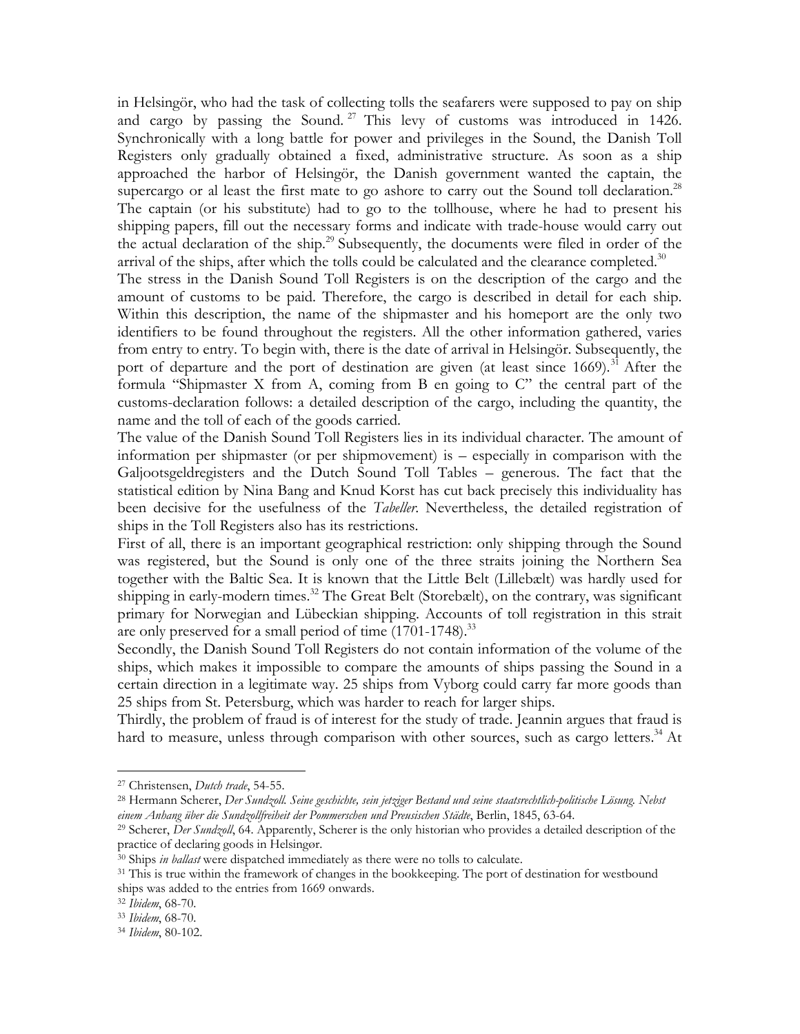in Helsingör, who had the task of collecting tolls the seafarers were supposed to pay on ship and cargo by passing the Sound.[27] This levy of customs was introduced in 1426. Synchronically with a long battle for power and privileges in the Sound, the Danish Toll Registers only gradually obtained a fixed, administrative structure. As soon as a ship approached the harbor of Helsingör, the Danish government wanted the captain, the supercargo or al least the first mate to go ashore to carry out the Sound toll declaration.[28] The captain (or his substitute) had to go to the tollhouse, where he had to present his shipping papers, fill out the necessary forms and indicate with trade-house would carry out the actual declaration of the ship.[29] Subsequently, the documents were filed in order of the arrival of the ships, after which the tolls could be calculated and the clearance completed.[30]

The stress in the Danish Sound Toll Registers is on the description of the cargo and the amount of customs to be paid. Therefore, the cargo is described in detail for each ship. Within this description, the name of the shipmaster and his homeport are the only two identifiers to be found throughout the registers. All the other information gathered, varies from entry to entry. To begin with, there is the date of arrival in Helsingör. Subsequently, the port of departure and the port of destination are given (at least since 1669).[31] After the formula "Shipmaster X from A, coming from B en going to C" the central part of the customs-declaration follows: a detailed description of the cargo, including the quantity, the name and the toll of each of the goods carried.

The value of the Danish Sound Toll Registers lies in its individual character. The amount of information per shipmaster (or per shipmovement) is – especially in comparison with the Galjootsgeldregisters and the Dutch Sound Toll Tables – generous. The fact that the statistical edition by Nina Bang and Knud Korst has cut back precisely this individuality has been decisive for the usefulness of the *Tabeller*. Nevertheless, the detailed registration of ships in the Toll Registers also has its restrictions.

First of all, there is an important geographical restriction: only shipping through the Sound was registered, but the Sound is only one of the three straits joining the Northern Sea together with the Baltic Sea. It is known that the Little Belt (Lillebælt) was hardly used for shipping in early-modern times.[32] The Great Belt (Storebælt), on the contrary, was significant primary for Norwegian and Lübeckian shipping. Accounts of toll registration in this strait are only preserved for a small period of time (1701-1748).[33]

Secondly, the Danish Sound Toll Registers do not contain information of the volume of the ships, which makes it impossible to compare the amounts of ships passing the Sound in a certain direction in a legitimate way. 25 ships from Vyborg could carry far more goods than 25 ships from St. Petersburg, which was harder to reach for larger ships.

Thirdly, the problem of fraud is of interest for the study of trade. Jeannin argues that fraud is hard to measure, unless through comparison with other sources, such as cargo letters.[34] At

---

[27] Christensen, *Dutch trade*, 54-55.

[28] Hermann Scherer, *Der Sundzoll. Seine geschichte, sein jetziger Bestand und seine staatsrechtlich-politische Lösung. Nebst einem Anhang über die Sundzollfreiheit der Pommerschen und Preusischen Städte*, Berlin, 1845, 63-64.

[29] Scherer, *Der Sundzoll*, 64. Apparently, Scherer is the only historian who provides a detailed description of the practice of declaring goods in Helsingør.

[30] Ships *in ballast* were dispatched immediately as there were no tolls to calculate.

[31] This is true within the framework of changes in the bookkeeping. The port of destination for westbound ships was added to the entries from 1669 onwards.

[32] *Ibidem*, 68-70.

[33] *Ibidem*, 68-70.

[34] *Ibidem*, 80-102.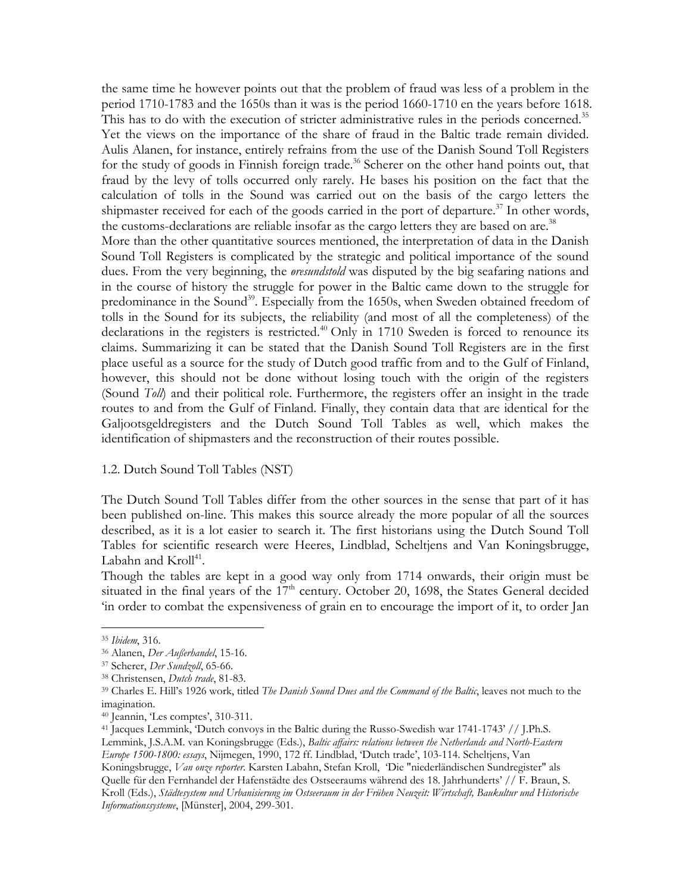the same time he however points out that the problem of fraud was less of a problem in the period 1710-1783 and the 1650s than it was is the period 1660-1710 en the years before 1618. This has to do with the execution of stricter administrative rules in the periods concerned.[35] Yet the views on the importance of the share of fraud in the Baltic trade remain divided. Aulis Alanen, for instance, entirely refrains from the use of the Danish Sound Toll Registers for the study of goods in Finnish foreign trade.[36] Scherer on the other hand points out, that fraud by the levy of tolls occurred only rarely. He bases his position on the fact that the calculation of tolls in the Sound was carried out on the basis of the cargo letters the shipmaster received for each of the goods carried in the port of departure.[37] In other words, the customs-declarations are reliable insofar as the cargo letters they are based on are.[38]

More than the other quantitative sources mentioned, the interpretation of data in the Danish Sound Toll Registers is complicated by the strategic and political importance of the sound dues. From the very beginning, the *øresundstold* was disputed by the big seafaring nations and in the course of history the struggle for power in the Baltic came down to the struggle for predominance in the Sound[39]. Especially from the 1650s, when Sweden obtained freedom of tolls in the Sound for its subjects, the reliability (and most of all the completeness) of the declarations in the registers is restricted.[40] Only in 1710 Sweden is forced to renounce its claims. Summarizing it can be stated that the Danish Sound Toll Registers are in the first place useful as a source for the study of Dutch good traffic from and to the Gulf of Finland, however, this should not be done without losing touch with the origin of the registers (Sound *Toll*) and their political role. Furthermore, the registers offer an insight in the trade routes to and from the Gulf of Finland. Finally, they contain data that are identical for the Galjootsgeldregisters and the Dutch Sound Toll Tables as well, which makes the identification of shipmasters and the reconstruction of their routes possible.

### 1.2. Dutch Sound Toll Tables (NST)

The Dutch Sound Toll Tables differ from the other sources in the sense that part of it has been published on-line. This makes this source already the more popular of all the sources described, as it is a lot easier to search it. The first historians using the Dutch Sound Toll Tables for scientific research were Heeres, Lindblad, Scheltjens and Van Koningsbrugge, Labahn and Kroll[41].

Though the tables are kept in a good way only from 1714 onwards, their origin must be situated in the final years of the 17th century. October 20, 1698, the States General decided 'in order to combat the expensiveness of grain en to encourage the import of it, to order Jan

---

[35] *Ibidem*, 316.

[36] Alanen, *Der Außerhandel*, 15-16.

[37] Scherer, *Der Sundzoll*, 65-66.

[38] Christensen, *Dutch trade*, 81-83.

[39] Charles E. Hill's 1926 work, titled *The Danish Sound Dues and the Command of the Baltic*, leaves not much to the imagination.

[40] Jeannin, 'Les comptes', 310-311.

[41] Jacques Lemmink, 'Dutch convoys in the Baltic during the Russo-Swedish war 1741-1743' // J.Ph.S. Lemmink, J.S.A.M. van Koningsbrugge (Eds.), *Baltic affairs: relations between the Netherlands and North-Eastern Europe 1500-1800: essays*, Nijmegen, 1990, 172 ff. Lindblad, 'Dutch trade', 103-114. Scheltjens, Van Koningsbrugge, *Van onze reporter*. Karsten Labahn, Stefan Kroll, 'Die "niederländischen Sundregister" als Quelle für den Fernhandel der Hafenstädte des Ostseeraums während des 18. Jahrhunderts' // F. Braun, S. Kroll (Eds.), *Städtesystem und Urbanisierung im Ostseeraum in der Frühen Neuzeit: Wirtschaft, Baukultur und Historische Informationssysteme*, [Münster], 2004, 299-301.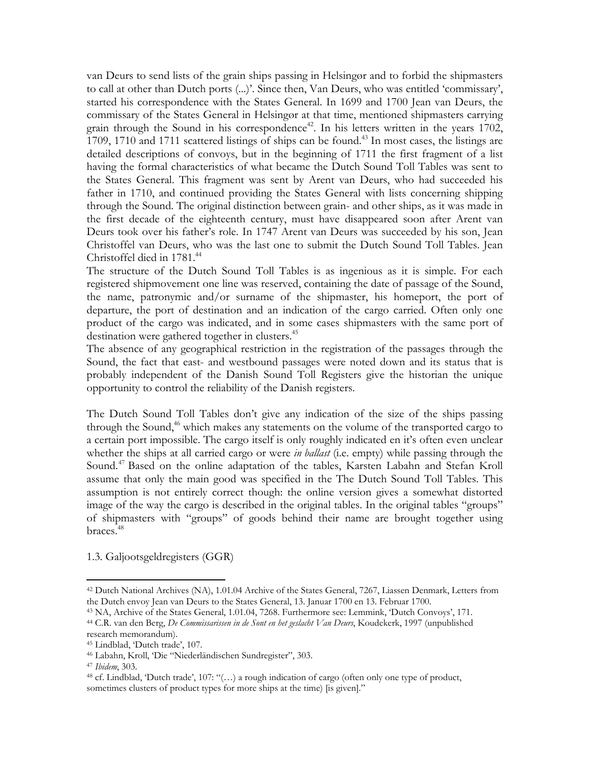van Deurs to send lists of the grain ships passing in Helsingør and to forbid the shipmasters to call at other than Dutch ports (...)'. Since then, Van Deurs, who was entitled 'commissary', started his correspondence with the States General. In 1699 and 1700 Jean van Deurs, the commissary of the States General in Helsingør at that time, mentioned shipmasters carrying grain through the Sound in his correspondence[42]. In his letters written in the years 1702, 1709, 1710 and 1711 scattered listings of ships can be found.[43] In most cases, the listings are detailed descriptions of convoys, but in the beginning of 1711 the first fragment of a list having the formal characteristics of what became the Dutch Sound Toll Tables was sent to the States General. This fragment was sent by Arent van Deurs, who had succeeded his father in 1710, and continued providing the States General with lists concerning shipping through the Sound. The original distinction between grain- and other ships, as it was made in the first decade of the eighteenth century, must have disappeared soon after Arent van Deurs took over his father's role. In 1747 Arent van Deurs was succeeded by his son, Jean Christoffel van Deurs, who was the last one to submit the Dutch Sound Toll Tables. Jean Christoffel died in 1781.[44]

The structure of the Dutch Sound Toll Tables is as ingenious as it is simple. For each registered shipmovement one line was reserved, containing the date of passage of the Sound, the name, patronymic and/or surname of the shipmaster, his homeport, the port of departure, the port of destination and an indication of the cargo carried. Often only one product of the cargo was indicated, and in some cases shipmasters with the same port of destination were gathered together in clusters.[45]

The absence of any geographical restriction in the registration of the passages through the Sound, the fact that east- and westbound passages were noted down and its status that is probably independent of the Danish Sound Toll Registers give the historian the unique opportunity to control the reliability of the Danish registers.

The Dutch Sound Toll Tables don't give any indication of the size of the ships passing through the Sound,[46] which makes any statements on the volume of the transported cargo to a certain port impossible. The cargo itself is only roughly indicated en it's often even unclear whether the ships at all carried cargo or were *in ballast* (i.e. empty) while passing through the Sound.[47] Based on the online adaptation of the tables, Karsten Labahn and Stefan Kroll assume that only the main good was specified in the The Dutch Sound Toll Tables. This assumption is not entirely correct though: the online version gives a somewhat distorted image of the way the cargo is described in the original tables. In the original tables "groups" of shipmasters with "groups" of goods behind their name are brought together using braces.[48]

## 1.3. Galjootsgeldregisters (GGR)

---

[42] Dutch National Archives (NA), 1.01.04 Archive of the States General, 7267, Liassen Denmark, Letters from the Dutch envoy Jean van Deurs to the States General, 13. Januar 1700 en 13. Februar 1700.

[43] NA, Archive of the States General, 1.01.04, 7268. Furthermore see: Lemmink, 'Dutch Convoys', 171.

[44] C.R. van den Berg, *De Commissarissen in de Sont en het geslacht Van Deurs*, Koudekerk, 1997 (unpublished research memorandum).

[45] Lindblad, 'Dutch trade', 107.

[46] Labahn, Kroll, 'Die "Niederländischen Sundregister", 303.

[47] *Ibidem*, 303.

[48] cf. Lindblad, 'Dutch trade', 107: "(…) a rough indication of cargo (often only one type of product, sometimes clusters of product types for more ships at the time) [is given]."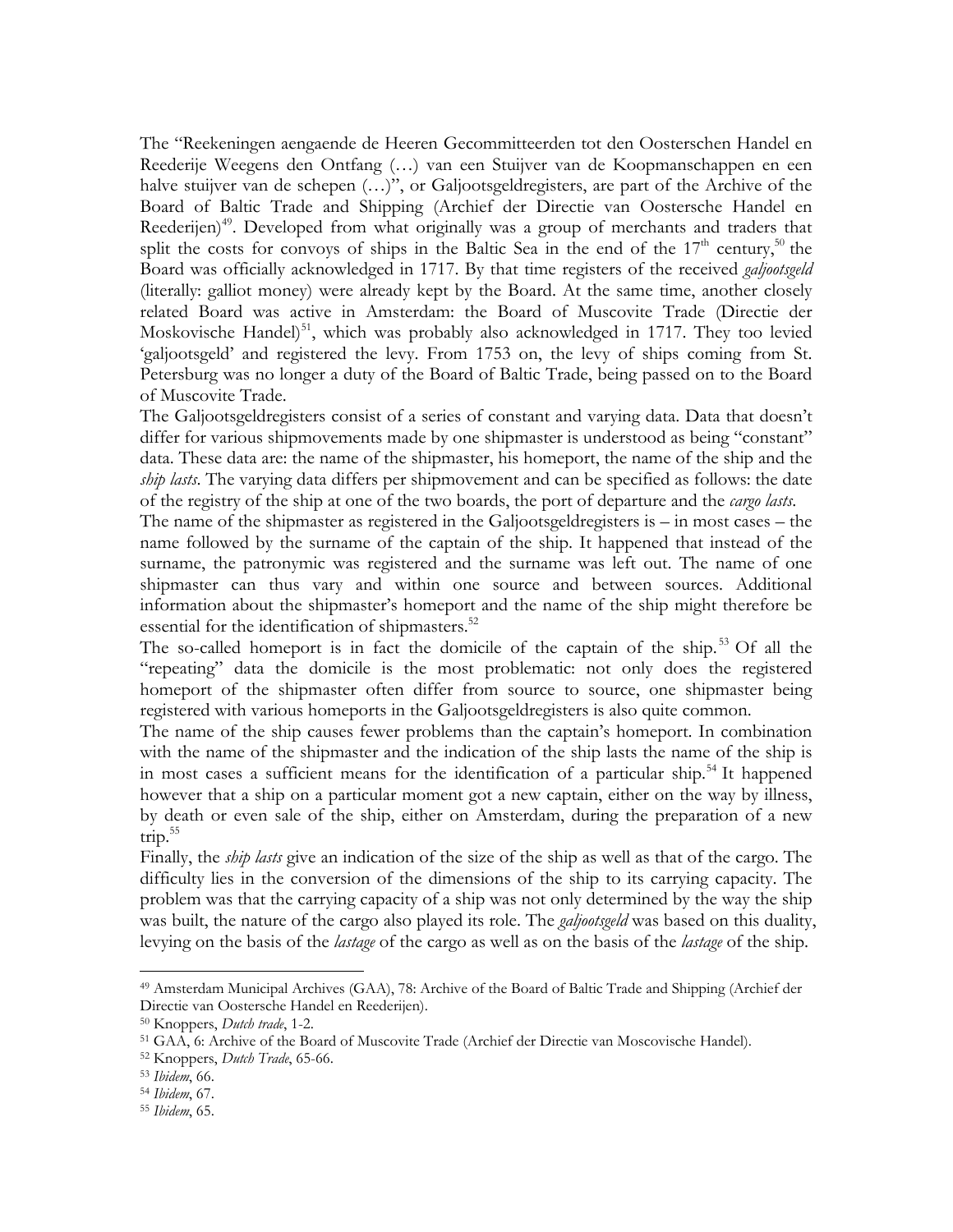The "Reekeningen aengaende de Heeren Gecommitteerden tot den Oosterschen Handel en Reederije Weegens den Ontfang (…) van een Stuijver van de Koopmanschappen en een halve stuijver van de schepen (…)", or Galjootsgeldregisters, are part of the Archive of the Board of Baltic Trade and Shipping (Archief der Directie van Oostersche Handel en Reederijen)[49]. Developed from what originally was a group of merchants and traders that split the costs for convoys of ships in the Baltic Sea in the end of the 17th century,[50] the Board was officially acknowledged in 1717. By that time registers of the received *galjootsgeld* (literally: galliot money) were already kept by the Board. At the same time, another closely related Board was active in Amsterdam: the Board of Muscovite Trade (Directie der Moskovische Handel)[51], which was probably also acknowledged in 1717. They too levied 'galjootsgeld' and registered the levy. From 1753 on, the levy of ships coming from St. Petersburg was no longer a duty of the Board of Baltic Trade, being passed on to the Board of Muscovite Trade.

The Galjootsgeldregisters consist of a series of constant and varying data. Data that doesn't differ for various shipmovements made by one shipmaster is understood as being "constant" data. These data are: the name of the shipmaster, his homeport, the name of the ship and the *ship lasts*. The varying data differs per shipmovement and can be specified as follows: the date of the registry of the ship at one of the two boards, the port of departure and the *cargo lasts*.

The name of the shipmaster as registered in the Galjootsgeldregisters is – in most cases – the name followed by the surname of the captain of the ship. It happened that instead of the surname, the patronymic was registered and the surname was left out. The name of one shipmaster can thus vary and within one source and between sources. Additional information about the shipmaster's homeport and the name of the ship might therefore be essential for the identification of shipmasters.[52]

The so-called homeport is in fact the domicile of the captain of the ship.[53] Of all the "repeating" data the domicile is the most problematic: not only does the registered homeport of the shipmaster often differ from source to source, one shipmaster being registered with various homeports in the Galjootsgeldregisters is also quite common.

The name of the ship causes fewer problems than the captain's homeport. In combination with the name of the shipmaster and the indication of the ship lasts the name of the ship is in most cases a sufficient means for the identification of a particular ship.[54] It happened however that a ship on a particular moment got a new captain, either on the way by illness, by death or even sale of the ship, either on Amsterdam, during the preparation of a new trip.[55]

Finally, the *ship lasts* give an indication of the size of the ship as well as that of the cargo. The difficulty lies in the conversion of the dimensions of the ship to its carrying capacity. The problem was that the carrying capacity of a ship was not only determined by the way the ship was built, the nature of the cargo also played its role. The *galjootsgeld* was based on this duality, levying on the basis of the *lastage* of the cargo as well as on the basis of the *lastage* of the ship.

---

[49] Amsterdam Municipal Archives (GAA), 78: Archive of the Board of Baltic Trade and Shipping (Archief der Directie van Oostersche Handel en Reederijen).

[50] Knoppers, *Dutch trade*, 1-2.

[51] GAA, 6: Archive of the Board of Muscovite Trade (Archief der Directie van Moscovische Handel).

[52] Knoppers, *Dutch Trade*, 65-66.

[53] *Ibidem*, 66.

[54] *Ibidem*, 67.

[55] *Ibidem*, 65.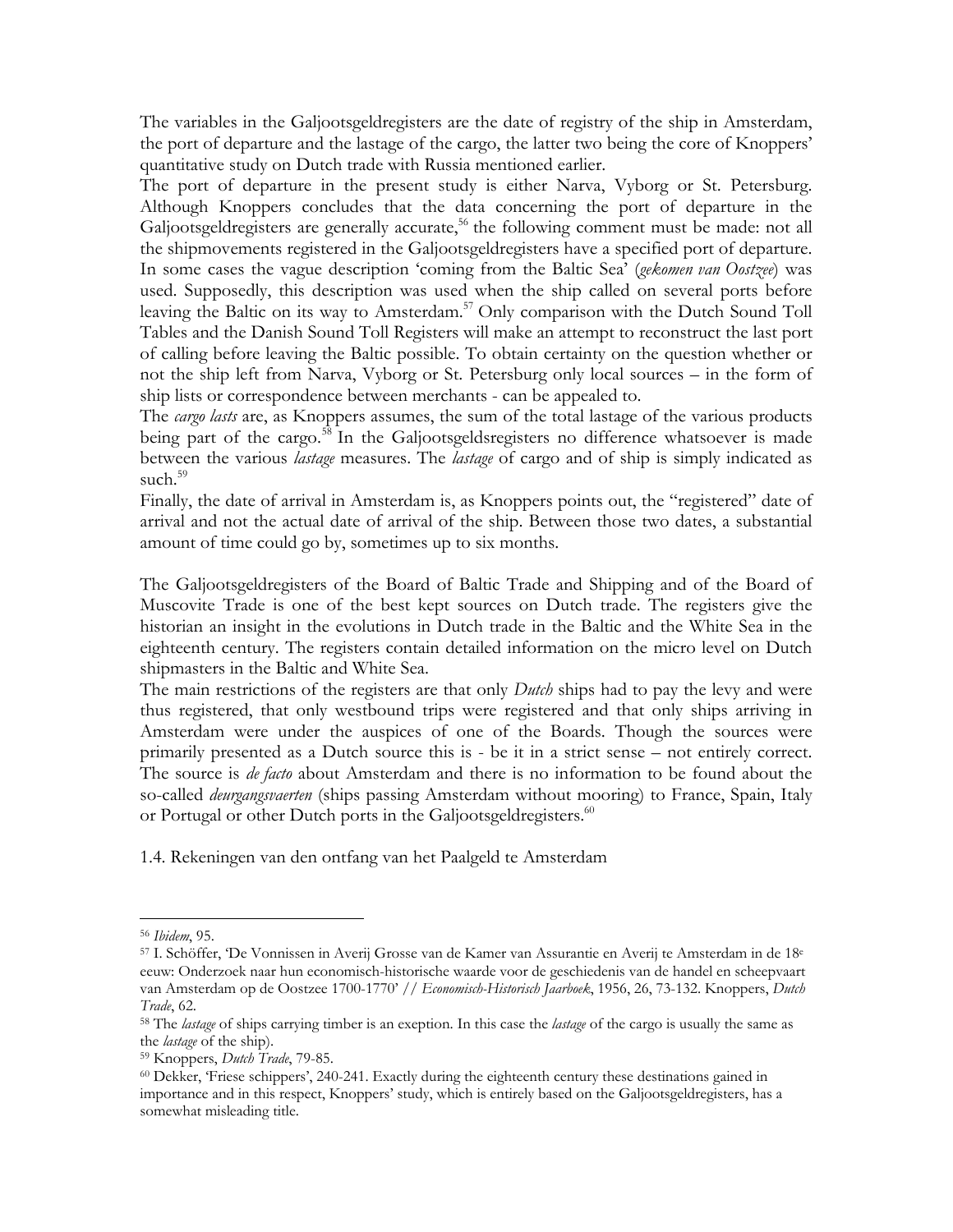The variables in the Galjootsgeldregisters are the date of registry of the ship in Amsterdam, the port of departure and the lastage of the cargo, the latter two being the core of Knoppers' quantitative study on Dutch trade with Russia mentioned earlier.

The port of departure in the present study is either Narva, Vyborg or St. Petersburg. Although Knoppers concludes that the data concerning the port of departure in the Galjootsgeldregisters are generally accurate,[56] the following comment must be made: not all the shipmovements registered in the Galjootsgeldregisters have a specified port of departure. In some cases the vague description 'coming from the Baltic Sea' (*gekomen van Oostzee*) was used. Supposedly, this description was used when the ship called on several ports before leaving the Baltic on its way to Amsterdam.[57] Only comparison with the Dutch Sound Toll Tables and the Danish Sound Toll Registers will make an attempt to reconstruct the last port of calling before leaving the Baltic possible. To obtain certainty on the question whether or not the ship left from Narva, Vyborg or St. Petersburg only local sources – in the form of ship lists or correspondence between merchants - can be appealed to.

The *cargo lasts* are, as Knoppers assumes, the sum of the total lastage of the various products being part of the cargo.[58] In the Galjootsgeldsregisters no difference whatsoever is made between the various *lastage* measures. The *lastage* of cargo and of ship is simply indicated as such.[59]

Finally, the date of arrival in Amsterdam is, as Knoppers points out, the "registered" date of arrival and not the actual date of arrival of the ship. Between those two dates, a substantial amount of time could go by, sometimes up to six months.

The Galjootsgeldregisters of the Board of Baltic Trade and Shipping and of the Board of Muscovite Trade is one of the best kept sources on Dutch trade. The registers give the historian an insight in the evolutions in Dutch trade in the Baltic and the White Sea in the eighteenth century. The registers contain detailed information on the micro level on Dutch shipmasters in the Baltic and White Sea.

The main restrictions of the registers are that only *Dutch* ships had to pay the levy and were thus registered, that only westbound trips were registered and that only ships arriving in Amsterdam were under the auspices of one of the Boards. Though the sources were primarily presented as a Dutch source this is - be it in a strict sense – not entirely correct. The source is *de facto* about Amsterdam and there is no information to be found about the so-called *deurgangsvaerten* (ships passing Amsterdam without mooring) to France, Spain, Italy or Portugal or other Dutch ports in the Galjootsgeldregisters.[60]

## 1.4. Rekeningen van den ontfang van het Paalgeld te Amsterdam

---

[56] *Ibidem*, 95.

[57] I. Schöffer, 'De Vonnissen in Averij Grosse van de Kamer van Assurantie en Averij te Amsterdam in de 18e eeuw: Onderzoek naar hun economisch-historische waarde voor de geschiedenis van de handel en scheepvaart van Amsterdam op de Oostzee 1700-1770' // *Economisch-Historisch Jaarboek*, 1956, 26, 73-132. Knoppers, *Dutch Trade*, 62.

[58] The *lastage* of ships carrying timber is an exeption. In this case the *lastage* of the cargo is usually the same as the *lastage* of the ship).

[59] Knoppers, *Dutch Trade*, 79-85.

[60] Dekker, 'Friese schippers', 240-241. Exactly during the eighteenth century these destinations gained in importance and in this respect, Knoppers' study, which is entirely based on the Galjootsgeldregisters, has a somewhat misleading title.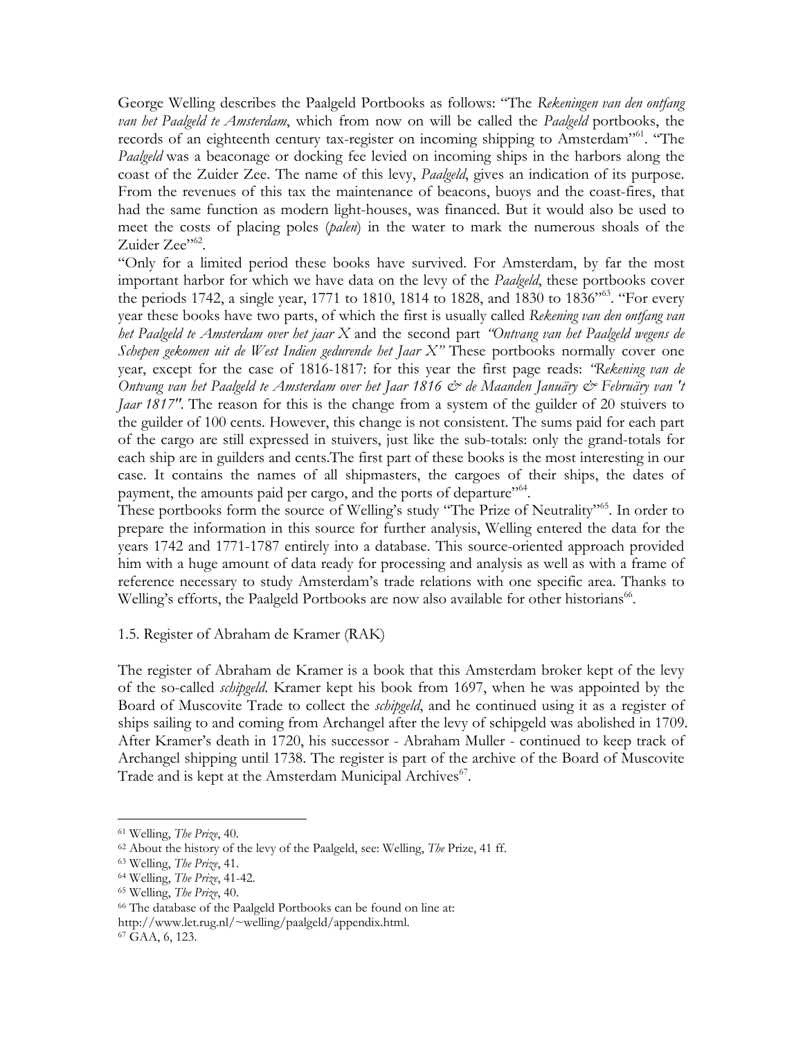George Welling describes the Paalgeld Portbooks as follows: "The *Rekeningen van den ontfang van het Paalgeld te Amsterdam*, which from now on will be called the *Paalgeld* portbooks, the records of an eighteenth century tax-register on incoming shipping to Amsterdam"[61]. "The *Paalgeld* was a beaconage or docking fee levied on incoming ships in the harbors along the coast of the Zuider Zee. The name of this levy, *Paalgeld*, gives an indication of its purpose. From the revenues of this tax the maintenance of beacons, buoys and the coast-fires, that had the same function as modern light-houses, was financed. But it would also be used to meet the costs of placing poles (*palen*) in the water to mark the numerous shoals of the Zuider Zee"[62].

"Only for a limited period these books have survived. For Amsterdam, by far the most important harbor for which we have data on the levy of the *Paalgeld*, these portbooks cover the periods 1742, a single year, 1771 to 1810, 1814 to 1828, and 1830 to 1836"[63]. "For every year these books have two parts, of which the first is usually called *Rekening van den ontfang van het Paalgeld te Amsterdam over het jaar X* and the second part *"Ontvang van het Paalgeld wegens de Schepen gekomen uit de West Indien gedurende het Jaar X"* These portbooks normally cover one year, except for the case of 1816-1817: for this year the first page reads: *"Rekening van de Ontvang van het Paalgeld te Amsterdam over het Jaar 1816 & de Maanden Januäry & Februäry van 't Jaar 1817"*. The reason for this is the change from a system of the guilder of 20 stuivers to the guilder of 100 cents. However, this change is not consistent. The sums paid for each part of the cargo are still expressed in stuivers, just like the sub-totals: only the grand-totals for each ship are in guilders and cents.The first part of these books is the most interesting in our case. It contains the names of all shipmasters, the cargoes of their ships, the dates of payment, the amounts paid per cargo, and the ports of departure"[64].

These portbooks form the source of Welling's study "The Prize of Neutrality"[65]. In order to prepare the information in this source for further analysis, Welling entered the data for the years 1742 and 1771-1787 entirely into a database. This source-oriented approach provided him with a huge amount of data ready for processing and analysis as well as with a frame of reference necessary to study Amsterdam's trade relations with one specific area. Thanks to Welling's efforts, the Paalgeld Portbooks are now also available for other historians[66].

## 1.5. Register of Abraham de Kramer (RAK)

The register of Abraham de Kramer is a book that this Amsterdam broker kept of the levy of the so-called *schipgeld*. Kramer kept his book from 1697, when he was appointed by the Board of Muscovite Trade to collect the *schipgeld*, and he continued using it as a register of ships sailing to and coming from Archangel after the levy of schipgeld was abolished in 1709. After Kramer's death in 1720, his successor - Abraham Muller - continued to keep track of Archangel shipping until 1738. The register is part of the archive of the Board of Muscovite Trade and is kept at the Amsterdam Municipal Archives[67].

---

[61] Welling, *The Prize*, 40.

[62] About the history of the levy of the Paalgeld, see: Welling, *The* Prize, 41 ff.

[63] Welling, *The Prize*, 41.

[64] Welling, *The Prize*, 41-42.

[65] Welling, *The Prize*, 40.

[66] The database of the Paalgeld Portbooks can be found on line at: http://www.let.rug.nl/~welling/paalgeld/appendix.html.

[67] GAA, 6, 123.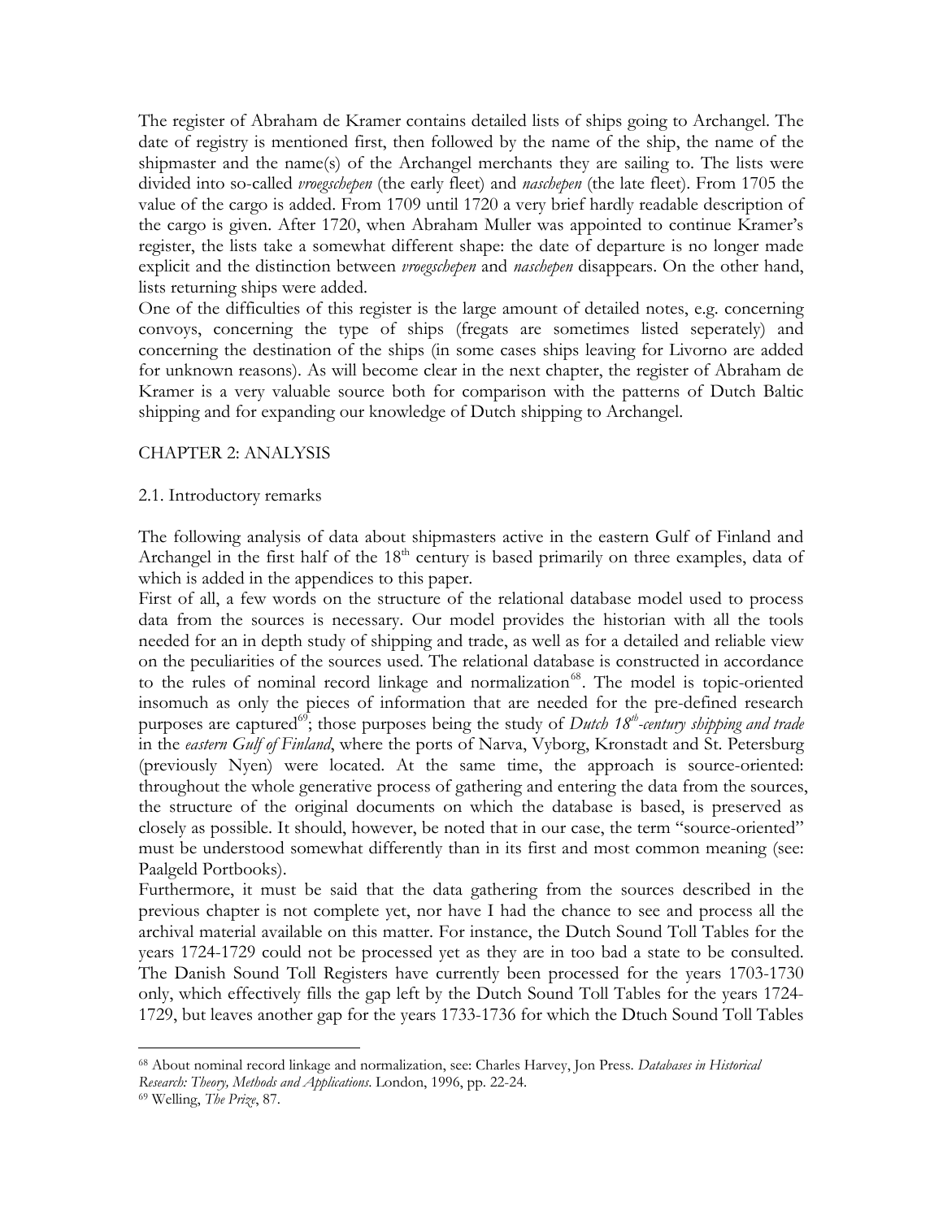The register of Abraham de Kramer contains detailed lists of ships going to Archangel. The date of registry is mentioned first, then followed by the name of the ship, the name of the shipmaster and the name(s) of the Archangel merchants they are sailing to. The lists were divided into so-called *vroegschepen* (the early fleet) and *naschepen* (the late fleet). From 1705 the value of the cargo is added. From 1709 until 1720 a very brief hardly readable description of the cargo is given. After 1720, when Abraham Muller was appointed to continue Kramer's register, the lists take a somewhat different shape: the date of departure is no longer made explicit and the distinction between *vroegschepen* and *naschepen* disappears. On the other hand, lists returning ships were added.

One of the difficulties of this register is the large amount of detailed notes, e.g. concerning convoys, concerning the type of ships (fregats are sometimes listed seperately) and concerning the destination of the ships (in some cases ships leaving for Livorno are added for unknown reasons). As will become clear in the next chapter, the register of Abraham de Kramer is a very valuable source both for comparison with the patterns of Dutch Baltic shipping and for expanding our knowledge of Dutch shipping to Archangel.

# CHAPTER 2: ANALYSIS

## 2.1. Introductory remarks

The following analysis of data about shipmasters active in the eastern Gulf of Finland and Archangel in the first half of the 18th century is based primarily on three examples, data of which is added in the appendices to this paper.

First of all, a few words on the structure of the relational database model used to process data from the sources is necessary. Our model provides the historian with all the tools needed for an in depth study of shipping and trade, as well as for a detailed and reliable view on the peculiarities of the sources used. The relational database is constructed in accordance to the rules of nominal record linkage and normalization[68]. The model is topic-oriented insomuch as only the pieces of information that are needed for the pre-defined research purposes are captured[69]; those purposes being the study of *Dutch 18th-century shipping and trade* in the *eastern Gulf of Finland*, where the ports of Narva, Vyborg, Kronstadt and St. Petersburg (previously Nyen) were located. At the same time, the approach is source-oriented: throughout the whole generative process of gathering and entering the data from the sources, the structure of the original documents on which the database is based, is preserved as closely as possible. It should, however, be noted that in our case, the term "source-oriented" must be understood somewhat differently than in its first and most common meaning (see: Paalgeld Portbooks).

Furthermore, it must be said that the data gathering from the sources described in the previous chapter is not complete yet, nor have I had the chance to see and process all the archival material available on this matter. For instance, the Dutch Sound Toll Tables for the years 1724-1729 could not be processed yet as they are in too bad a state to be consulted. The Danish Sound Toll Registers have currently been processed for the years 1703-1730 only, which effectively fills the gap left by the Dutch Sound Toll Tables for the years 1724-1729, but leaves another gap for the years 1733-1736 for which the Dtuch Sound Toll Tables

---

[68] About nominal record linkage and normalization, see: Charles Harvey, Jon Press. *Databases in Historical Research: Theory, Methods and Applications*. London, 1996, pp. 22-24.

[69] Welling, *The Prize*, 87.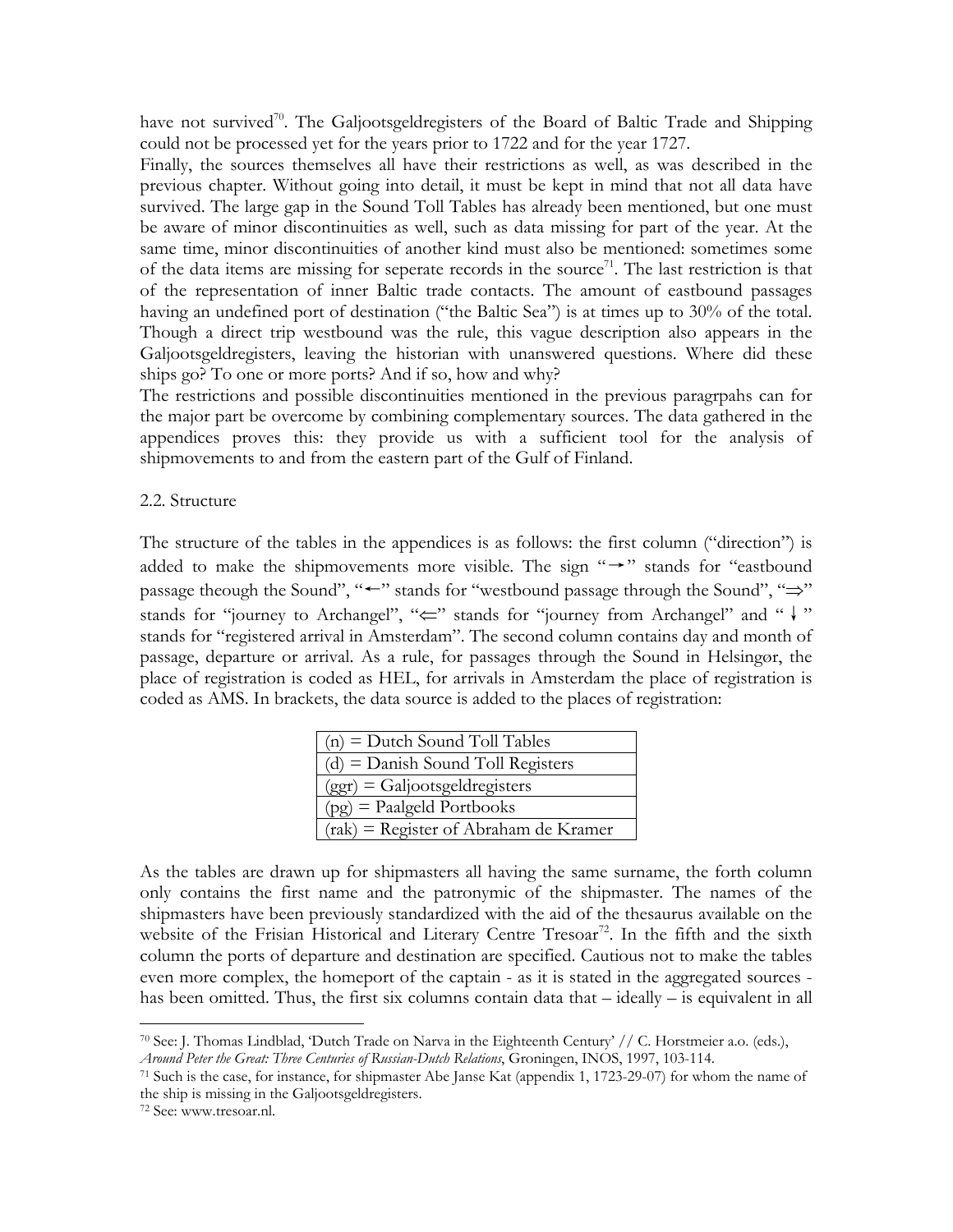have not survived[70]. The Galjootsgeldregisters of the Board of Baltic Trade and Shipping could not be processed yet for the years prior to 1722 and for the year 1727.

Finally, the sources themselves all have their restrictions as well, as was described in the previous chapter. Without going into detail, it must be kept in mind that not all data have survived. The large gap in the Sound Toll Tables has already been mentioned, but one must be aware of minor discontinuities as well, such as data missing for part of the year. At the same time, minor discontinuities of another kind must also be mentioned: sometimes some of the data items are missing for seperate records in the source[71]. The last restriction is that of the representation of inner Baltic trade contacts. The amount of eastbound passages having an undefined port of destination ("the Baltic Sea") is at times up to 30% of the total. Though a direct trip westbound was the rule, this vague description also appears in the Galjootsgeldregisters, leaving the historian with unanswered questions. Where did these ships go? To one or more ports? And if so, how and why?

The restrictions and possible discontinuities mentioned in the previous paragrpahs can for the major part be overcome by combining complementary sources. The data gathered in the appendices proves this: they provide us with a sufficient tool for the analysis of shipmovements to and from the eastern part of the Gulf of Finland.

2.2. Structure

The structure of the tables in the appendices is as follows: the first column ("direction") is added to make the shipmovements more visible. The sign "→" stands for "eastbound passage theough the Sound", "←" stands for "westbound passage through the Sound", "⇒" stands for "journey to Archangel", "⇐" stands for "journey from Archangel" and "↓" stands for "registered arrival in Amsterdam". The second column contains day and month of passage, departure or arrival. As a rule, for passages through the Sound in Helsingør, the place of registration is coded as HEL, for arrivals in Amsterdam the place of registration is coded as AMS. In brackets, the data source is added to the places of registration:

| (n) = Dutch Sound Toll Tables |
|---|
| (d) = Danish Sound Toll Registers |
| (ggr) = Galjootsgeldregisters |
| (pg) = Paalgeld Portbooks |
| (rak) = Register of Abraham de Kramer |

As the tables are drawn up for shipmasters all having the same surname, the forth column only contains the first name and the patronymic of the shipmaster. The names of the shipmasters have been previously standardized with the aid of the thesaurus available on the website of the Frisian Historical and Literary Centre Tresoar[72]. In the fifth and the sixth column the ports of departure and destination are specified. Cautious not to make the tables even more complex, the homeport of the captain - as it is stated in the aggregated sources - has been omitted. Thus, the first six columns contain data that – ideally – is equivalent in all

---

[70] See: J. Thomas Lindblad, 'Dutch Trade on Narva in the Eighteenth Century' // C. Horstmeier a.o. (eds.), *Around Peter the Great: Three Centuries of Russian-Dutch Relations*, Groningen, INOS, 1997, 103-114.

[71] Such is the case, for instance, for shipmaster Abe Janse Kat (appendix 1, 1723-29-07) for whom the name of the ship is missing in the Galjootsgeldregisters.

[72] See: www.tresoar.nl.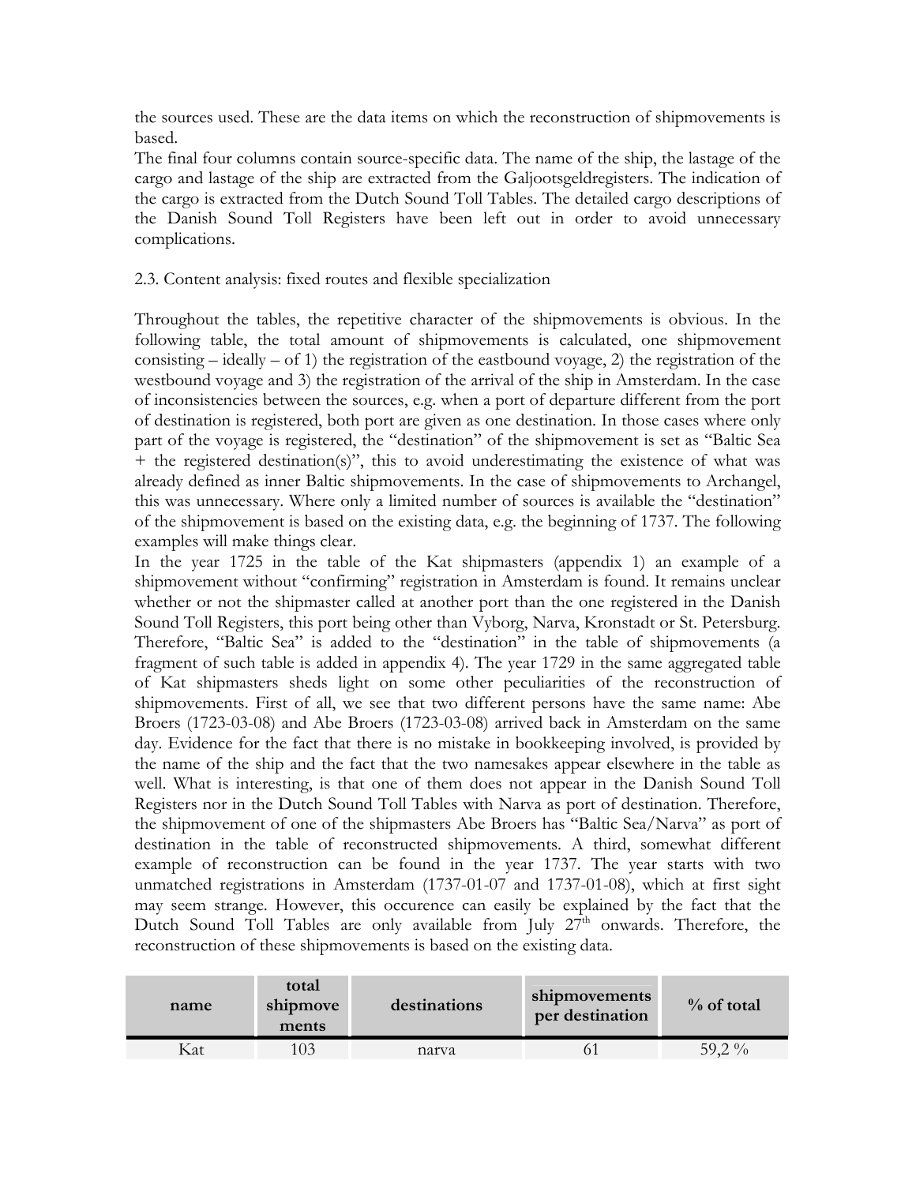the sources used. These are the data items on which the reconstruction of shipmovements is based.

The final four columns contain source-specific data. The name of the ship, the lastage of the cargo and lastage of the ship are extracted from the Galjootsgeldregisters. The indication of the cargo is extracted from the Dutch Sound Toll Tables. The detailed cargo descriptions of the Danish Sound Toll Registers have been left out in order to avoid unnecessary complications.

2.3. Content analysis: fixed routes and flexible specialization

Throughout the tables, the repetitive character of the shipmovements is obvious. In the following table, the total amount of shipmovements is calculated, one shipmovement consisting – ideally – of 1) the registration of the eastbound voyage, 2) the registration of the westbound voyage and 3) the registration of the arrival of the ship in Amsterdam. In the case of inconsistencies between the sources, e.g. when a port of departure different from the port of destination is registered, both port are given as one destination. In those cases where only part of the voyage is registered, the "destination" of the shipmovement is set as "Baltic Sea + the registered destination(s)", this to avoid underestimating the existence of what was already defined as inner Baltic shipmovements. In the case of shipmovements to Archangel, this was unnecessary. Where only a limited number of sources is available the "destination" of the shipmovement is based on the existing data, e.g. the beginning of 1737. The following examples will make things clear.

In the year 1725 in the table of the Kat shipmasters (appendix 1) an example of a shipmovement without "confirming" registration in Amsterdam is found. It remains unclear whether or not the shipmaster called at another port than the one registered in the Danish Sound Toll Registers, this port being other than Vyborg, Narva, Kronstadt or St. Petersburg. Therefore, "Baltic Sea" is added to the "destination" in the table of shipmovements (a fragment of such table is added in appendix 4). The year 1729 in the same aggregated table of Kat shipmasters sheds light on some other peculiarities of the reconstruction of shipmovements. First of all, we see that two different persons have the same name: Abe Broers (1723-03-08) and Abe Broers (1723-03-08) arrived back in Amsterdam on the same day. Evidence for the fact that there is no mistake in bookkeeping involved, is provided by the name of the ship and the fact that the two namesakes appear elsewhere in the table as well. What is interesting, is that one of them does not appear in the Danish Sound Toll Registers nor in the Dutch Sound Toll Tables with Narva as port of destination. Therefore, the shipmovement of one of the shipmasters Abe Broers has "Baltic Sea/Narva" as port of destination in the table of reconstructed shipmovements. A third, somewhat different example of reconstruction can be found in the year 1737. The year starts with two unmatched registrations in Amsterdam (1737-01-07 and 1737-01-08), which at first sight may seem strange. However, this occurence can easily be explained by the fact that the Dutch Sound Toll Tables are only available from July 27th onwards. Therefore, the reconstruction of these shipmovements is based on the existing data.

| name | total shipmovements | destinations | shipmovements per destination | % of total |
|---|---|---|---|---|
| Kat | 103 | narva | 61 | 59,2 % |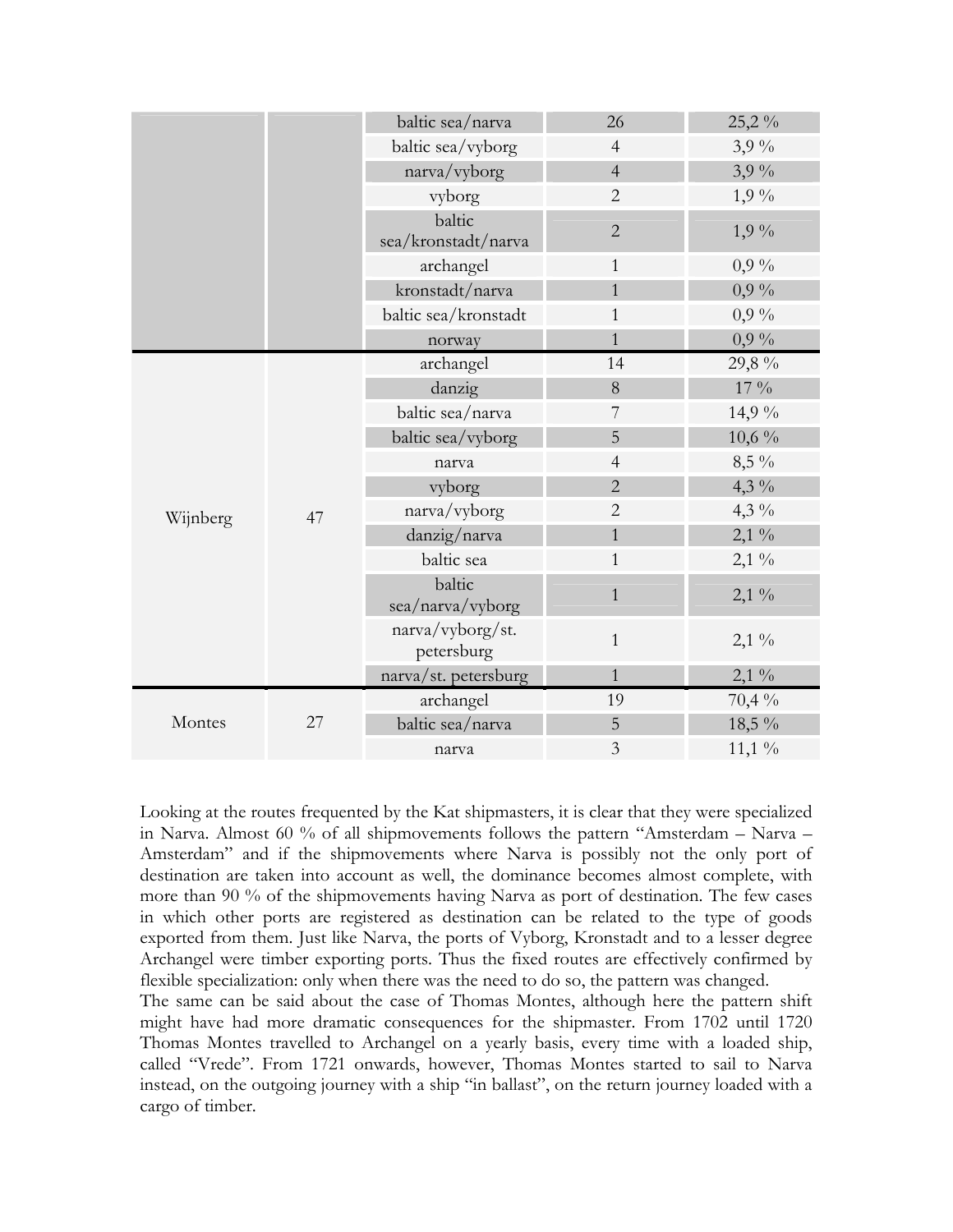| | | | | |
|---|---|---|---|---|
| | | baltic sea/narva | 26 | 25,2 % |
| | | baltic sea/vyborg | 4 | 3,9 % |
| | | narva/vyborg | 4 | 3,9 % |
| | | vyborg | 2 | 1,9 % |
| | | baltic sea/kronstadt/narva | 2 | 1,9 % |
| | | archangel | 1 | 0,9 % |
| | | kronstadt/narva | 1 | 0,9 % |
| | | baltic sea/kronstadt | 1 | 0,9 % |
| | | norway | 1 | 0,9 % |
| Wijnberg | 47 | archangel | 14 | 29,8 % |
| | | danzig | 8 | 17 % |
| | | baltic sea/narva | 7 | 14,9 % |
| | | baltic sea/vyborg | 5 | 10,6 % |
| | | narva | 4 | 8,5 % |
| | | vyborg | 2 | 4,3 % |
| | | narva/vyborg | 2 | 4,3 % |
| | | danzig/narva | 1 | 2,1 % |
| | | baltic sea | 1 | 2,1 % |
| | | baltic sea/narva/vyborg | 1 | 2,1 % |
| | | narva/vyborg/st. petersburg | 1 | 2,1 % |
| | | narva/st. petersburg | 1 | 2,1 % |
| Montes | 27 | archangel | 19 | 70,4 % |
| | | baltic sea/narva | 5 | 18,5 % |
| | | narva | 3 | 11,1 % |

Looking at the routes frequented by the Kat shipmasters, it is clear that they were specialized in Narva. Almost 60 % of all shipmovements follows the pattern "Amsterdam – Narva – Amsterdam" and if the shipmovements where Narva is possibly not the only port of destination are taken into account as well, the dominance becomes almost complete, with more than 90 % of the shipmovements having Narva as port of destination. The few cases in which other ports are registered as destination can be related to the type of goods exported from them. Just like Narva, the ports of Vyborg, Kronstadt and to a lesser degree Archangel were timber exporting ports. Thus the fixed routes are effectively confirmed by flexible specialization: only when there was the need to do so, the pattern was changed.

The same can be said about the case of Thomas Montes, although here the pattern shift might have had more dramatic consequences for the shipmaster. From 1702 until 1720 Thomas Montes travelled to Archangel on a yearly basis, every time with a loaded ship, called "Vrede". From 1721 onwards, however, Thomas Montes started to sail to Narva instead, on the outgoing journey with a ship "in ballast", on the return journey loaded with a cargo of timber.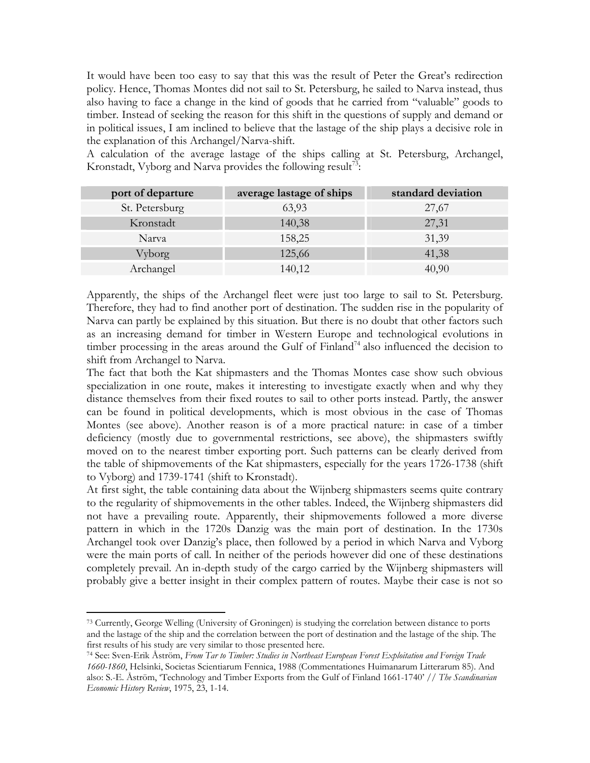It would have been too easy to say that this was the result of Peter the Great's redirection policy. Hence, Thomas Montes did not sail to St. Petersburg, he sailed to Narva instead, thus also having to face a change in the kind of goods that he carried from "valuable" goods to timber. Instead of seeking the reason for this shift in the questions of supply and demand or in political issues, I am inclined to believe that the lastage of the ship plays a decisive role in the explanation of this Archangel/Narva-shift.

A calculation of the average lastage of the ships calling at St. Petersburg, Archangel, Kronstadt, Vyborg and Narva provides the following result[73]:

| port of departure | average lastage of ships | standard deviation |
|---|---|---|
| St. Petersburg | 63,93 | 27,67 |
| Kronstadt | 140,38 | 27,31 |
| Narva | 158,25 | 31,39 |
| Vyborg | 125,66 | 41,38 |
| Archangel | 140,12 | 40,90 |

Apparently, the ships of the Archangel fleet were just too large to sail to St. Petersburg. Therefore, they had to find another port of destination. The sudden rise in the popularity of Narva can partly be explained by this situation. But there is no doubt that other factors such as an increasing demand for timber in Western Europe and technological evolutions in timber processing in the areas around the Gulf of Finland[74] also influenced the decision to shift from Archangel to Narva.

The fact that both the Kat shipmasters and the Thomas Montes case show such obvious specialization in one route, makes it interesting to investigate exactly when and why they distance themselves from their fixed routes to sail to other ports instead. Partly, the answer can be found in political developments, which is most obvious in the case of Thomas Montes (see above). Another reason is of a more practical nature: in case of a timber deficiency (mostly due to governmental restrictions, see above), the shipmasters swiftly moved on to the nearest timber exporting port. Such patterns can be clearly derived from the table of shipmovements of the Kat shipmasters, especially for the years 1726-1738 (shift to Vyborg) and 1739-1741 (shift to Kronstadt).

At first sight, the table containing data about the Wijnberg shipmasters seems quite contrary to the regularity of shipmovements in the other tables. Indeed, the Wijnberg shipmasters did not have a prevailing route. Apparently, their shipmovements followed a more diverse pattern in which in the 1720s Danzig was the main port of destination. In the 1730s Archangel took over Danzig's place, then followed by a period in which Narva and Vyborg were the main ports of call. In neither of the periods however did one of these destinations completely prevail. An in-depth study of the cargo carried by the Wijnberg shipmasters will probably give a better insight in their complex pattern of routes. Maybe their case is not so

---

[73] Currently, George Welling (University of Groningen) is studying the correlation between distance to ports and the lastage of the ship and the correlation between the port of destination and the lastage of the ship. The first results of his study are very similar to those presented here.

[74] See: Sven-Erik Åström, *From Tar to Timber: Studies in Northeast European Forest Exploitation and Foreign Trade 1660-1860*, Helsinki, Societas Scientiarum Fennica, 1988 (Commentationes Huimanarum Litterarum 85). And also: S.-E. Åström, 'Technology and Timber Exports from the Gulf of Finland 1661-1740' // *The Scandinavian Economic History Review*, 1975, 23, 1-14.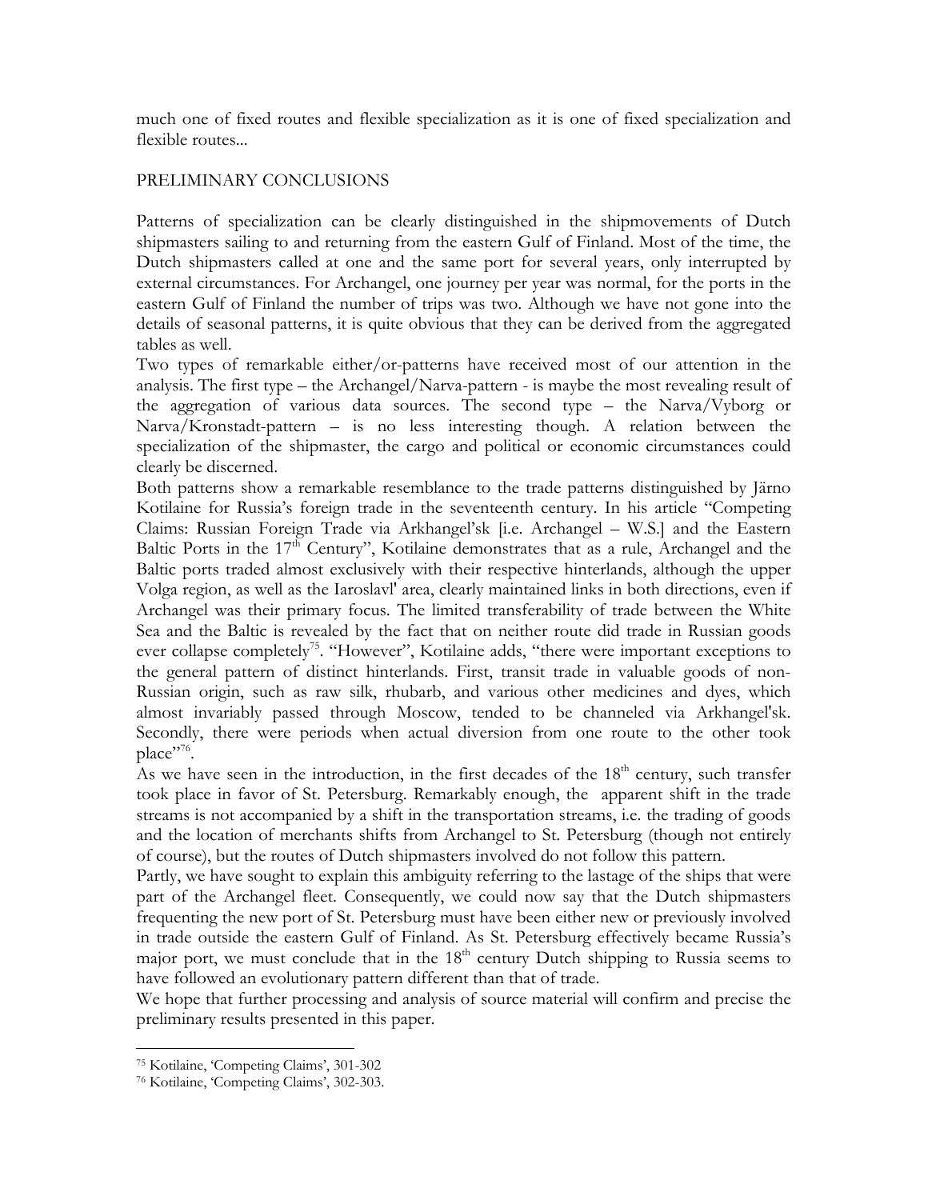much one of fixed routes and flexible specialization as it is one of fixed specialization and flexible routes...

## PRELIMINARY CONCLUSIONS

Patterns of specialization can be clearly distinguished in the shipmovements of Dutch shipmasters sailing to and returning from the eastern Gulf of Finland. Most of the time, the Dutch shipmasters called at one and the same port for several years, only interrupted by external circumstances. For Archangel, one journey per year was normal, for the ports in the eastern Gulf of Finland the number of trips was two. Although we have not gone into the details of seasonal patterns, it is quite obvious that they can be derived from the aggregated tables as well.

Two types of remarkable either/or-patterns have received most of our attention in the analysis. The first type – the Archangel/Narva-pattern - is maybe the most revealing result of the aggregation of various data sources. The second type – the Narva/Vyborg or Narva/Kronstadt-pattern – is no less interesting though. A relation between the specialization of the shipmaster, the cargo and political or economic circumstances could clearly be discerned.

Both patterns show a remarkable resemblance to the trade patterns distinguished by Järno Kotilaine for Russia's foreign trade in the seventeenth century. In his article "Competing Claims: Russian Foreign Trade via Arkhangel'sk [i.e. Archangel – W.S.] and the Eastern Baltic Ports in the 17th Century", Kotilaine demonstrates that as a rule, Archangel and the Baltic ports traded almost exclusively with their respective hinterlands, although the upper Volga region, as well as the Iaroslavl' area, clearly maintained links in both directions, even if Archangel was their primary focus. The limited transferability of trade between the White Sea and the Baltic is revealed by the fact that on neither route did trade in Russian goods ever collapse completely[75]. "However", Kotilaine adds, "there were important exceptions to the general pattern of distinct hinterlands. First, transit trade in valuable goods of non-Russian origin, such as raw silk, rhubarb, and various other medicines and dyes, which almost invariably passed through Moscow, tended to be channeled via Arkhangel'sk. Secondly, there were periods when actual diversion from one route to the other took place"[76].

As we have seen in the introduction, in the first decades of the 18th century, such transfer took place in favor of St. Petersburg. Remarkably enough, the apparent shift in the trade streams is not accompanied by a shift in the transportation streams, i.e. the trading of goods and the location of merchants shifts from Archangel to St. Petersburg (though not entirely of course), but the routes of Dutch shipmasters involved do not follow this pattern.

Partly, we have sought to explain this ambiguity referring to the lastage of the ships that were part of the Archangel fleet. Consequently, we could now say that the Dutch shipmasters frequenting the new port of St. Petersburg must have been either new or previously involved in trade outside the eastern Gulf of Finland. As St. Petersburg effectively became Russia's major port, we must conclude that in the 18th century Dutch shipping to Russia seems to have followed an evolutionary pattern different than that of trade.

We hope that further processing and analysis of source material will confirm and precise the preliminary results presented in this paper.

---

[75] Kotilaine, 'Competing Claims', 301-302

[76] Kotilaine, 'Competing Claims', 302-303.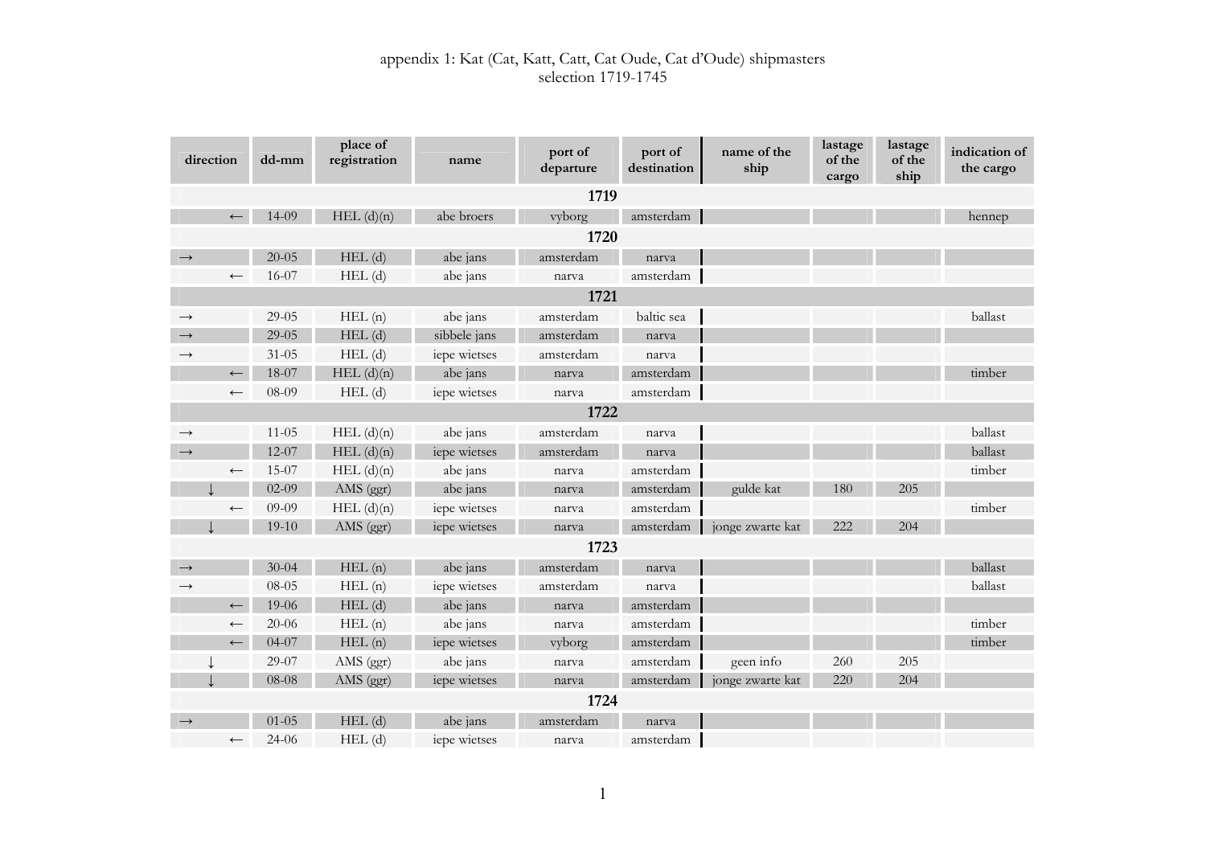appendix 1: Kat (Cat, Katt, Catt, Cat Oude, Cat d'Oude) shipmasters
selection 1719-1745

| direction | dd-mm | place of registration | name | port of departure | port of destination | name of the ship | lastage of the cargo | lastage of the ship | indication of the cargo |
|---|---|---|---|---|---|---|---|---|---|
| **1719** | | | | | | | | | |
| ← | 14-09 | HEL (d)(n) | abe broers | vyborg | amsterdam | | | | hennep |
| **1720** | | | | | | | | | |
| → | 20-05 | HEL (d) | abe jans | amsterdam | narva | | | | |
| ← | 16-07 | HEL (d) | abe jans | narva | amsterdam | | | | |
| **1721** | | | | | | | | | |
| → | 29-05 | HEL (n) | abe jans | amsterdam | baltic sea | | | | ballast |
| → | 29-05 | HEL (d) | sibbele jans | amsterdam | narva | | | | |
| → | 31-05 | HEL (d) | iepe wietses | amsterdam | narva | | | | |
| ← | 18-07 | HEL (d)(n) | abe jans | narva | amsterdam | | | | timber |
| ← | 08-09 | HEL (d) | iepe wietses | narva | amsterdam | | | | |
| **1722** | | | | | | | | | |
| → | 11-05 | HEL (d)(n) | abe jans | amsterdam | narva | | | | ballast |
| → | 12-07 | HEL (d)(n) | iepe wietses | amsterdam | narva | | | | ballast |
| ← | 15-07 | HEL (d)(n) | abe jans | narva | amsterdam | | | | timber |
| ↓ | 02-09 | AMS (ggr) | abe jans | narva | amsterdam | gulde kat | 180 | 205 | |
| ← | 09-09 | HEL (d)(n) | iepe wietses | narva | amsterdam | | | | timber |
| ↓ | 19-10 | AMS (ggr) | iepe wietses | narva | amsterdam | jonge zwarte kat | 222 | 204 | |
| **1723** | | | | | | | | | |
| → | 30-04 | HEL (n) | abe jans | amsterdam | narva | | | | ballast |
| → | 08-05 | HEL (n) | iepe wietses | amsterdam | narva | | | | ballast |
| ← | 19-06 | HEL (d) | abe jans | narva | amsterdam | | | | |
| ← | 20-06 | HEL (n) | abe jans | narva | amsterdam | | | | timber |
| ← | 04-07 | HEL (n) | iepe wietses | vyborg | amsterdam | | | | timber |
| ↓ | 29-07 | AMS (ggr) | abe jans | narva | amsterdam | geen info | 260 | 205 | |
| ↓ | 08-08 | AMS (ggr) | iepe wietses | narva | amsterdam | jonge zwarte kat | 220 | 204 | |
| **1724** | | | | | | | | | |
| → | 01-05 | HEL (d) | abe jans | amsterdam | narva | | | | |
| ← | 24-06 | HEL (d) | iepe wietses | narva | amsterdam | | | | |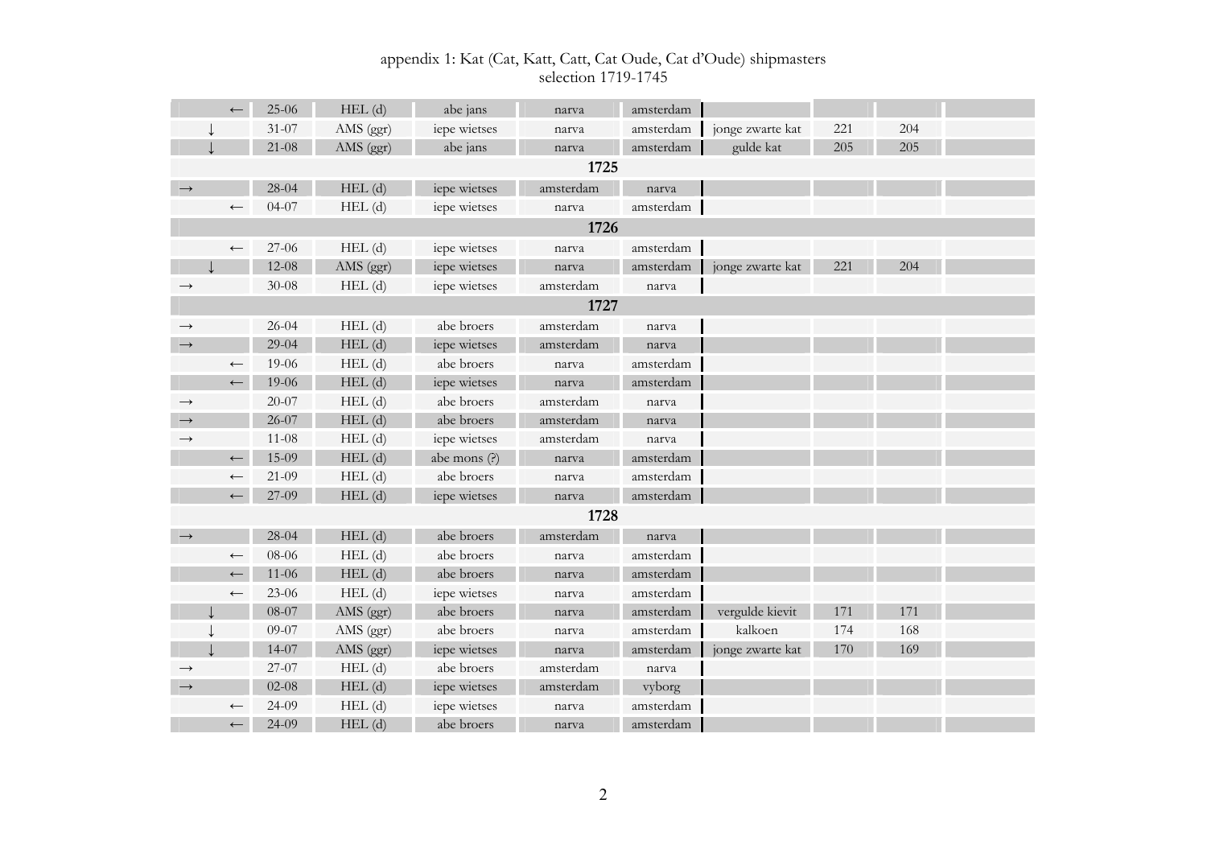appendix 1: Kat (Cat, Katt, Catt, Cat Oude, Cat d'Oude) shipmasters
selection 1719-1745

| | | | | | | | | | | |
|---|---|---|---|---|---|---|---|---|---|---|
| | ← | 25-06 | HEL (d) | abe jans | narva | amsterdam | | | | |
| ↓ | | 31-07 | AMS (ggr) | iepe wietses | narva | amsterdam | jonge zwarte kat | 221 | 204 | |
| ↓ | | 21-08 | AMS (ggr) | abe jans | narva | amsterdam | gulde kat | 205 | 205 | |
| | | | | | **1725** | | | | | |
| → | | 28-04 | HEL (d) | iepe wietses | amsterdam | narva | | | | |
| | ← | 04-07 | HEL (d) | iepe wietses | narva | amsterdam | | | | |
| | | | | | **1726** | | | | | |
| | ← | 27-06 | HEL (d) | iepe wietses | narva | amsterdam | | | | |
| ↓ | | 12-08 | AMS (ggr) | iepe wietses | narva | amsterdam | jonge zwarte kat | 221 | 204 | |
| → | | 30-08 | HEL (d) | iepe wietses | amsterdam | narva | | | | |
| | | | | | **1727** | | | | | |
| → | | 26-04 | HEL (d) | abe broers | amsterdam | narva | | | | |
| → | | 29-04 | HEL (d) | iepe wietses | amsterdam | narva | | | | |
| | ← | 19-06 | HEL (d) | abe broers | narva | amsterdam | | | | |
| | ← | 19-06 | HEL (d) | iepe wietses | narva | amsterdam | | | | |
| → | | 20-07 | HEL (d) | abe broers | amsterdam | narva | | | | |
| → | | 26-07 | HEL (d) | abe broers | amsterdam | narva | | | | |
| → | | 11-08 | HEL (d) | iepe wietses | amsterdam | narva | | | | |
| | ← | 15-09 | HEL (d) | abe mons (?) | narva | amsterdam | | | | |
| | ← | 21-09 | HEL (d) | abe broers | narva | amsterdam | | | | |
| | ← | 27-09 | HEL (d) | iepe wietses | narva | amsterdam | | | | |
| | | | | | **1728** | | | | | |
| → | | 28-04 | HEL (d) | abe broers | amsterdam | narva | | | | |
| | ← | 08-06 | HEL (d) | abe broers | narva | amsterdam | | | | |
| | ← | 11-06 | HEL (d) | abe broers | narva | amsterdam | | | | |
| | ← | 23-06 | HEL (d) | iepe wietses | narva | amsterdam | | | | |
| ↓ | | 08-07 | AMS (ggr) | abe broers | narva | amsterdam | vergulde kievit | 171 | 171 | |
| ↓ | | 09-07 | AMS (ggr) | abe broers | narva | amsterdam | kalkoen | 174 | 168 | |
| ↓ | | 14-07 | AMS (ggr) | iepe wietses | narva | amsterdam | jonge zwarte kat | 170 | 169 | |
| → | | 27-07 | HEL (d) | abe broers | amsterdam | narva | | | | |
| → | | 02-08 | HEL (d) | iepe wietses | amsterdam | vyborg | | | | |
| | ← | 24-09 | HEL (d) | iepe wietses | narva | amsterdam | | | | |
| | ← | 24-09 | HEL (d) | abe broers | narva | amsterdam | | | | |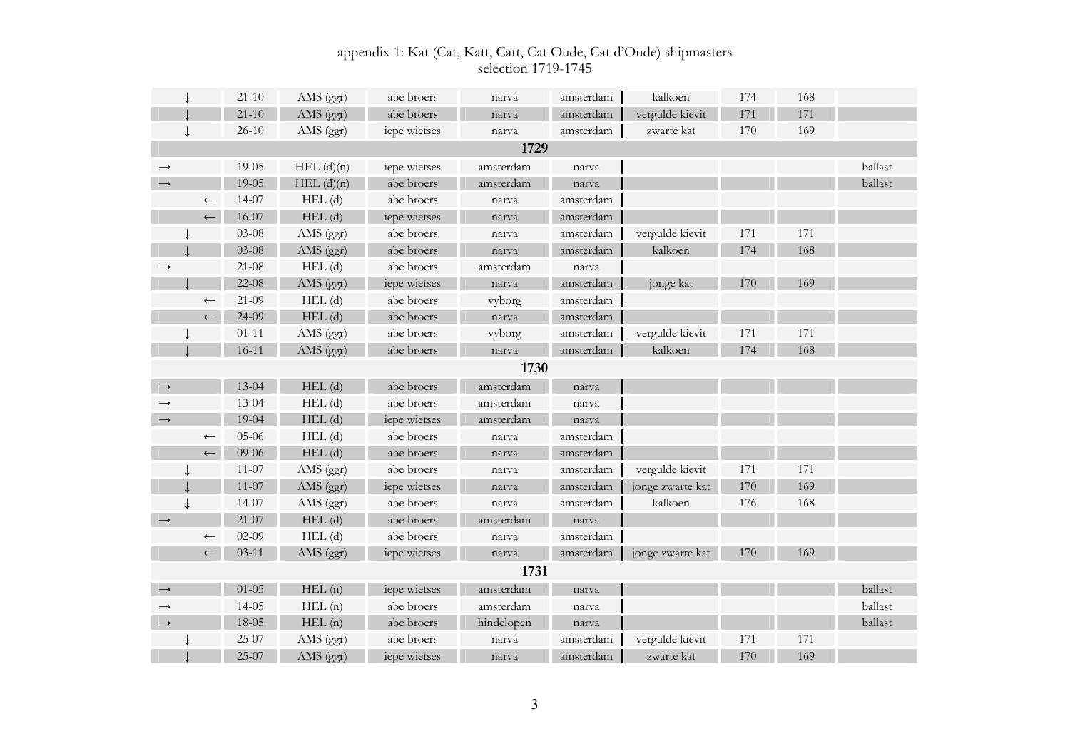appendix 1: Kat (Cat, Katt, Catt, Cat Oude, Cat d'Oude) shipmasters
selection 1719-1745

| | | | | | | | | | | |
|---|---|---|---|---|---|---|---|---|---|---|
| ↓ | | 21-10 | AMS (ggr) | abe broers | narva | amsterdam | kalkoen | 174 | 168 | |
| ↓ | | 21-10 | AMS (ggr) | abe broers | narva | amsterdam | vergulde kievit | 171 | 171 | |
| ↓ | | 26-10 | AMS (ggr) | iepe wietses | narva | amsterdam | zwarte kat | 170 | 169 | |
| **1729** | | | | | | | | | | |
| → | | 19-05 | HEL (d)(n) | iepe wietses | amsterdam | narva | | | | ballast |
| → | | 19-05 | HEL (d)(n) | abe broers | amsterdam | narva | | | | ballast |
| | ← | 14-07 | HEL (d) | abe broers | narva | amsterdam | | | | |
| | ← | 16-07 | HEL (d) | iepe wietses | narva | amsterdam | | | | |
| ↓ | | 03-08 | AMS (ggr) | abe broers | narva | amsterdam | vergulde kievit | 171 | 171 | |
| ↓ | | 03-08 | AMS (ggr) | abe broers | narva | amsterdam | kalkoen | 174 | 168 | |
| → | | 21-08 | HEL (d) | abe broers | amsterdam | narva | | | | |
| ↓ | | 22-08 | AMS (ggr) | iepe wietses | narva | amsterdam | jonge kat | 170 | 169 | |
| | ← | 21-09 | HEL (d) | abe broers | vyborg | amsterdam | | | | |
| | ← | 24-09 | HEL (d) | abe broers | narva | amsterdam | | | | |
| ↓ | | 01-11 | AMS (ggr) | abe broers | vyborg | amsterdam | vergulde kievit | 171 | 171 | |
| ↓ | | 16-11 | AMS (ggr) | abe broers | narva | amsterdam | kalkoen | 174 | 168 | |
| **1730** | | | | | | | | | | |
| → | | 13-04 | HEL (d) | abe broers | amsterdam | narva | | | | |
| → | | 13-04 | HEL (d) | abe broers | amsterdam | narva | | | | |
| → | | 19-04 | HEL (d) | iepe wietses | amsterdam | narva | | | | |
| | ← | 05-06 | HEL (d) | abe broers | narva | amsterdam | | | | |
| | ← | 09-06 | HEL (d) | abe broers | narva | amsterdam | | | | |
| ↓ | | 11-07 | AMS (ggr) | abe broers | narva | amsterdam | vergulde kievit | 171 | 171 | |
| ↓ | | 11-07 | AMS (ggr) | iepe wietses | narva | amsterdam | jonge zwarte kat | 170 | 169 | |
| ↓ | | 14-07 | AMS (ggr) | abe broers | narva | amsterdam | kalkoen | 176 | 168 | |
| → | | 21-07 | HEL (d) | abe broers | amsterdam | narva | | | | |
| | ← | 02-09 | HEL (d) | abe broers | narva | amsterdam | | | | |
| | ← | 03-11 | AMS (ggr) | iepe wietses | narva | amsterdam | jonge zwarte kat | 170 | 169 | |
| **1731** | | | | | | | | | | |
| → | | 01-05 | HEL (n) | iepe wietses | amsterdam | narva | | | | ballast |
| → | | 14-05 | HEL (n) | abe broers | amsterdam | narva | | | | ballast |
| → | | 18-05 | HEL (n) | abe broers | hindelopen | narva | | | | ballast |
| ↓ | | 25-07 | AMS (ggr) | abe broers | narva | amsterdam | vergulde kievit | 171 | 171 | |
| ↓ | | 25-07 | AMS (ggr) | iepe wietses | narva | amsterdam | zwarte kat | 170 | 169 | |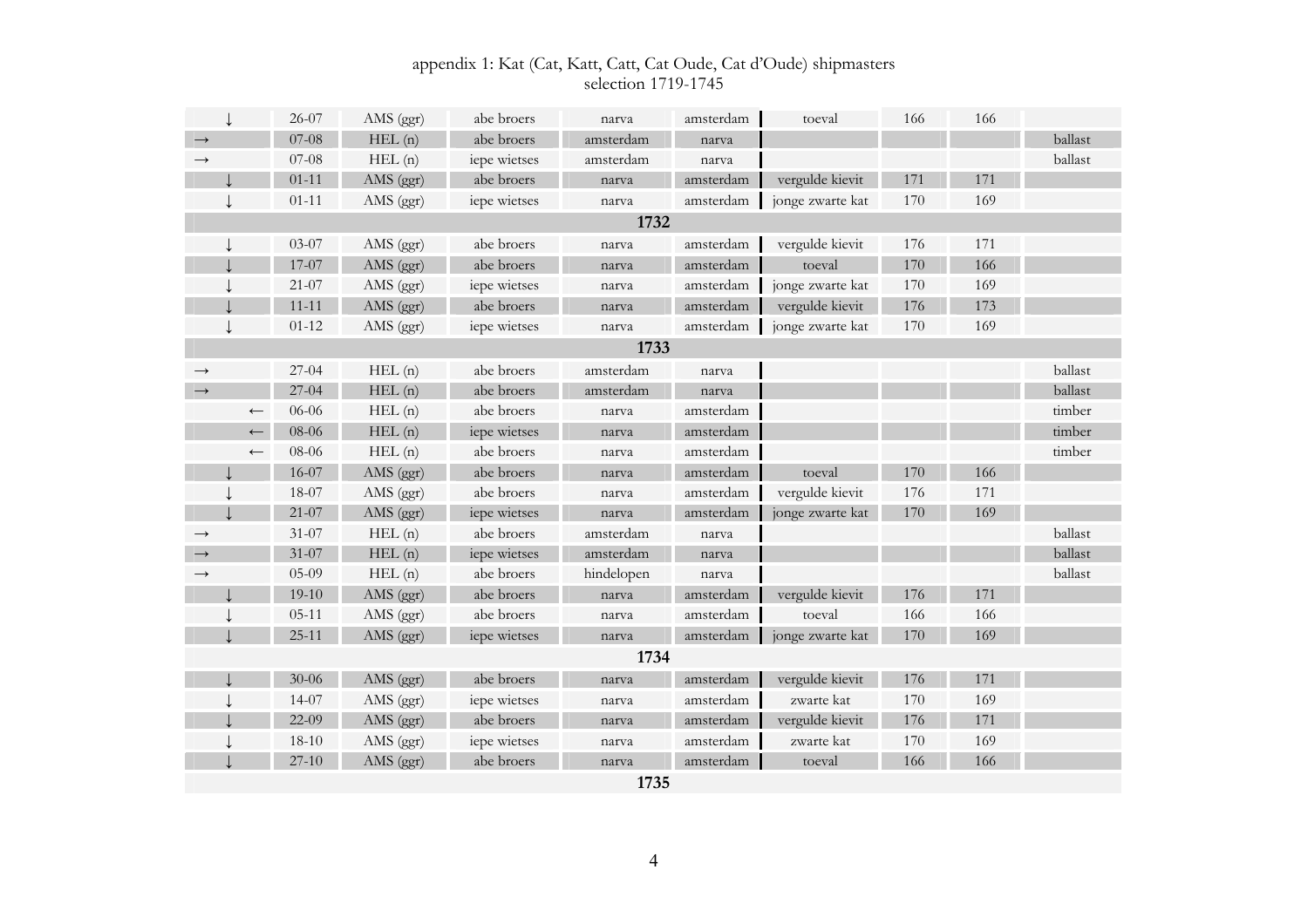appendix 1: Kat (Cat, Katt, Catt, Cat Oude, Cat d'Oude) shipmasters
selection 1719-1745

| | | | | | | | | | |
|---|---|---|---|---|---|---|---|---|---|
| ↓ | 26-07 | AMS (ggr) | abe broers | narva | amsterdam | toeval | 166 | 166 | |
| → | 07-08 | HEL (n) | abe broers | amsterdam | narva | | | | ballast |
| → | 07-08 | HEL (n) | iepe wietses | amsterdam | narva | | | | ballast |
| ↓ | 01-11 | AMS (ggr) | abe broers | narva | amsterdam | vergulde kievit | 171 | 171 | |
| ↓ | 01-11 | AMS (ggr) | iepe wietses | narva | amsterdam | jonge zwarte kat | 170 | 169 | |
| | | | | **1732** | | | | | |
| ↓ | 03-07 | AMS (ggr) | abe broers | narva | amsterdam | vergulde kievit | 176 | 171 | |
| ↓ | 17-07 | AMS (ggr) | abe broers | narva | amsterdam | toeval | 170 | 166 | |
| ↓ | 21-07 | AMS (ggr) | iepe wietses | narva | amsterdam | jonge zwarte kat | 170 | 169 | |
| ↓ | 11-11 | AMS (ggr) | abe broers | narva | amsterdam | vergulde kievit | 176 | 173 | |
| ↓ | 01-12 | AMS (ggr) | iepe wietses | narva | amsterdam | jonge zwarte kat | 170 | 169 | |
| | | | | **1733** | | | | | |
| → | 27-04 | HEL (n) | abe broers | amsterdam | narva | | | | ballast |
| → | 27-04 | HEL (n) | abe broers | amsterdam | narva | | | | ballast |
| ← | 06-06 | HEL (n) | abe broers | narva | amsterdam | | | | timber |
| ← | 08-06 | HEL (n) | iepe wietses | narva | amsterdam | | | | timber |
| ← | 08-06 | HEL (n) | abe broers | narva | amsterdam | | | | timber |
| ↓ | 16-07 | AMS (ggr) | abe broers | narva | amsterdam | toeval | 170 | 166 | |
| ↓ | 18-07 | AMS (ggr) | abe broers | narva | amsterdam | vergulde kievit | 176 | 171 | |
| ↓ | 21-07 | AMS (ggr) | iepe wietses | narva | amsterdam | jonge zwarte kat | 170 | 169 | |
| → | 31-07 | HEL (n) | abe broers | amsterdam | narva | | | | ballast |
| → | 31-07 | HEL (n) | iepe wietses | amsterdam | narva | | | | ballast |
| → | 05-09 | HEL (n) | abe broers | hindelopen | narva | | | | ballast |
| ↓ | 19-10 | AMS (ggr) | abe broers | narva | amsterdam | vergulde kievit | 176 | 171 | |
| ↓ | 05-11 | AMS (ggr) | abe broers | narva | amsterdam | toeval | 166 | 166 | |
| ↓ | 25-11 | AMS (ggr) | iepe wietses | narva | amsterdam | jonge zwarte kat | 170 | 169 | |
| | | | | **1734** | | | | | |
| ↓ | 30-06 | AMS (ggr) | abe broers | narva | amsterdam | vergulde kievit | 176 | 171 | |
| ↓ | 14-07 | AMS (ggr) | iepe wietses | narva | amsterdam | zwarte kat | 170 | 169 | |
| ↓ | 22-09 | AMS (ggr) | abe broers | narva | amsterdam | vergulde kievit | 176 | 171 | |
| ↓ | 18-10 | AMS (ggr) | iepe wietses | narva | amsterdam | zwarte kat | 170 | 169 | |
| ↓ | 27-10 | AMS (ggr) | abe broers | narva | amsterdam | toeval | 166 | 166 | |
| | | | | **1735** | | | | | |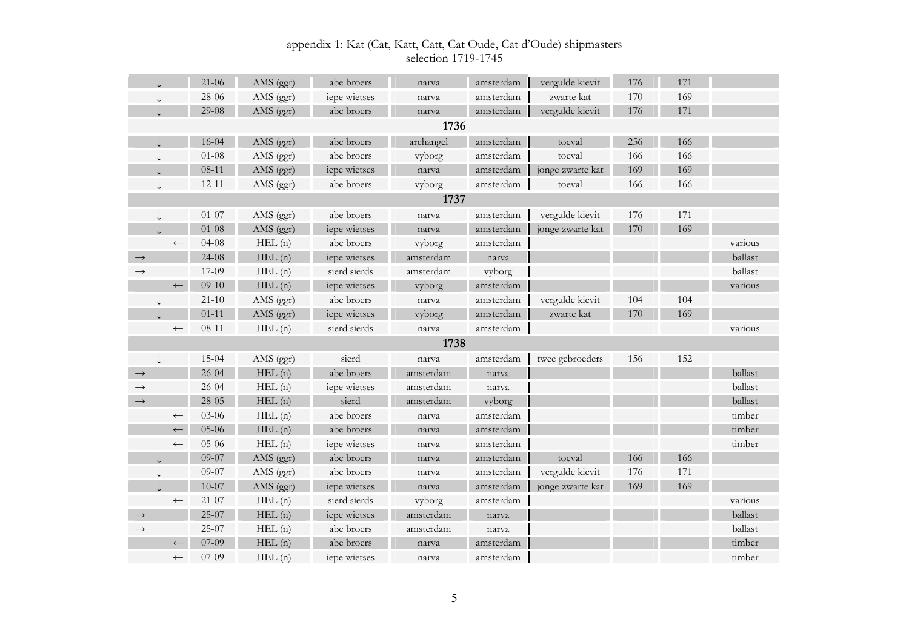# appendix 1: Kat (Cat, Katt, Catt, Cat Oude, Cat d'Oude) shipmasters
selection 1719-1745

| | | | | | | | | | | |
|---|---|---|---|---|---|---|---|---|---|---|
| ↓ | | 21-06 | AMS (ggr) | abe broers | narva | amsterdam | vergulde kievit | 176 | 171 | |
| ↓ | | 28-06 | AMS (ggr) | iepe wietses | narva | amsterdam | zwarte kat | 170 | 169 | |
| ↓ | | 29-08 | AMS (ggr) | abe broers | narva | amsterdam | vergulde kievit | 176 | 171 | |
| | | | | | **1736** | | | | | |
| ↓ | | 16-04 | AMS (ggr) | abe broers | archangel | amsterdam | toeval | 256 | 166 | |
| ↓ | | 01-08 | AMS (ggr) | abe broers | vyborg | amsterdam | toeval | 166 | 166 | |
| ↓ | | 08-11 | AMS (ggr) | iepe wietses | narva | amsterdam | jonge zwarte kat | 169 | 169 | |
| ↓ | | 12-11 | AMS (ggr) | abe broers | vyborg | amsterdam | toeval | 166 | 166 | |
| | | | | | **1737** | | | | | |
| ↓ | | 01-07 | AMS (ggr) | abe broers | narva | amsterdam | vergulde kievit | 176 | 171 | |
| ↓ | | 01-08 | AMS (ggr) | iepe wietses | narva | amsterdam | jonge zwarte kat | 170 | 169 | |
| | ← | 04-08 | HEL (n) | abe broers | vyborg | amsterdam | | | | various |
| → | | 24-08 | HEL (n) | iepe wietses | amsterdam | narva | | | | ballast |
| → | | 17-09 | HEL (n) | sierd sierds | amsterdam | vyborg | | | | ballast |
| | ← | 09-10 | HEL (n) | iepe wietses | vyborg | amsterdam | | | | various |
| ↓ | | 21-10 | AMS (ggr) | abe broers | narva | amsterdam | vergulde kievit | 104 | 104 | |
| ↓ | | 01-11 | AMS (ggr) | iepe wietses | vyborg | amsterdam | zwarte kat | 170 | 169 | |
| | ← | 08-11 | HEL (n) | sierd sierds | narva | amsterdam | | | | various |
| | | | | | **1738** | | | | | |
| ↓ | | 15-04 | AMS (ggr) | sierd | narva | amsterdam | twee gebroeders | 156 | 152 | |
| → | | 26-04 | HEL (n) | abe broers | amsterdam | narva | | | | ballast |
| → | | 26-04 | HEL (n) | iepe wietses | amsterdam | narva | | | | ballast |
| → | | 28-05 | HEL (n) | sierd | amsterdam | vyborg | | | | ballast |
| | ← | 03-06 | HEL (n) | abe broers | narva | amsterdam | | | | timber |
| | ← | 05-06 | HEL (n) | abe broers | narva | amsterdam | | | | timber |
| | ← | 05-06 | HEL (n) | iepe wietses | narva | amsterdam | | | | timber |
| ↓ | | 09-07 | AMS (ggr) | abe broers | narva | amsterdam | toeval | 166 | 166 | |
| ↓ | | 09-07 | AMS (ggr) | abe broers | narva | amsterdam | vergulde kievit | 176 | 171 | |
| ↓ | | 10-07 | AMS (ggr) | iepe wietses | narva | amsterdam | jonge zwarte kat | 169 | 169 | |
| | ← | 21-07 | HEL (n) | sierd sierds | vyborg | amsterdam | | | | various |
| → | | 25-07 | HEL (n) | iepe wietses | amsterdam | narva | | | | ballast |
| → | | 25-07 | HEL (n) | abe broers | amsterdam | narva | | | | ballast |
| | ← | 07-09 | HEL (n) | abe broers | narva | amsterdam | | | | timber |
| | ← | 07-09 | HEL (n) | iepe wietses | narva | amsterdam | | | | timber |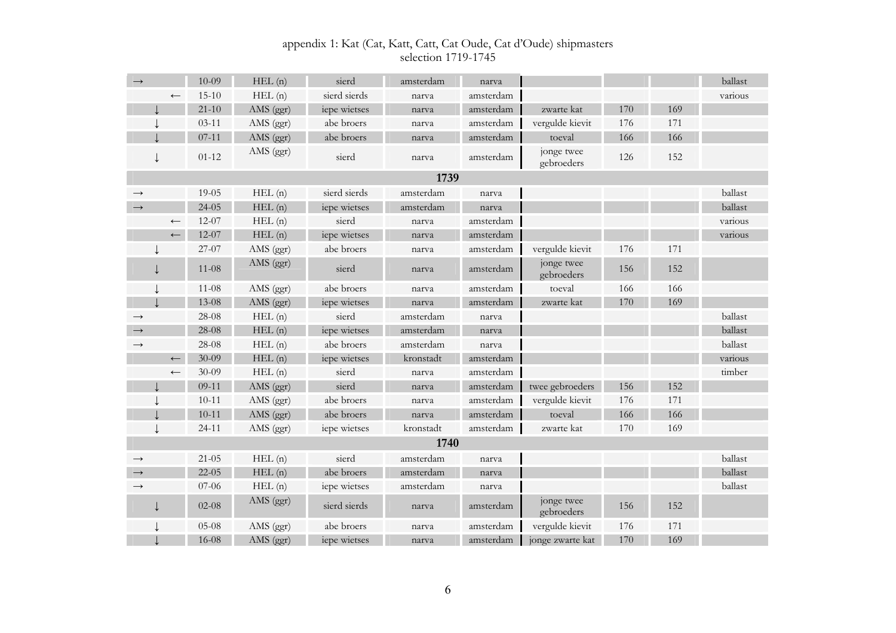appendix 1: Kat (Cat, Katt, Catt, Cat Oude, Cat d'Oude) shipmasters
selection 1719-1745

| | | | | | | | | | | |
|---|---|---|---|---|---|---|---|---|---|---|
| → | | 10-09 | HEL (n) | sierd | amsterdam | narva | | | | ballast |
| | ← | 15-10 | HEL (n) | sierd sierds | narva | amsterdam | | | | various |
| ↓ | | 21-10 | AMS (ggr) | iepe wietses | narva | amsterdam | zwarte kat | 170 | 169 | |
| ↓ | | 03-11 | AMS (ggr) | abe broers | narva | amsterdam | vergulde kievit | 176 | 171 | |
| ↓ | | 07-11 | AMS (ggr) | abe broers | narva | amsterdam | toeval | 166 | 166 | |
| ↓ | | 01-12 | AMS (ggr) | sierd | narva | amsterdam | jonge twee gebroeders | 126 | 152 | |
| **1739** | | | | | | | | | | |
| → | | 19-05 | HEL (n) | sierd sierds | amsterdam | narva | | | | ballast |
| → | | 24-05 | HEL (n) | iepe wietses | amsterdam | narva | | | | ballast |
| | ← | 12-07 | HEL (n) | sierd | narva | amsterdam | | | | various |
| | ← | 12-07 | HEL (n) | iepe wietses | narva | amsterdam | | | | various |
| ↓ | | 27-07 | AMS (ggr) | abe broers | narva | amsterdam | vergulde kievit | 176 | 171 | |
| ↓ | | 11-08 | AMS (ggr) | sierd | narva | amsterdam | jonge twee gebroeders | 156 | 152 | |
| ↓ | | 11-08 | AMS (ggr) | abe broers | narva | amsterdam | toeval | 166 | 166 | |
| ↓ | | 13-08 | AMS (ggr) | iepe wietses | narva | amsterdam | zwarte kat | 170 | 169 | |
| → | | 28-08 | HEL (n) | sierd | amsterdam | narva | | | | ballast |
| → | | 28-08 | HEL (n) | iepe wietses | amsterdam | narva | | | | ballast |
| → | | 28-08 | HEL (n) | abe broers | amsterdam | narva | | | | ballast |
| | ← | 30-09 | HEL (n) | iepe wietses | kronstadt | amsterdam | | | | various |
| | ← | 30-09 | HEL (n) | sierd | narva | amsterdam | | | | timber |
| ↓ | | 09-11 | AMS (ggr) | sierd | narva | amsterdam | twee gebroeders | 156 | 152 | |
| ↓ | | 10-11 | AMS (ggr) | abe broers | narva | amsterdam | vergulde kievit | 176 | 171 | |
| ↓ | | 10-11 | AMS (ggr) | abe broers | narva | amsterdam | toeval | 166 | 166 | |
| ↓ | | 24-11 | AMS (ggr) | iepe wietses | kronstadt | amsterdam | zwarte kat | 170 | 169 | |
| **1740** | | | | | | | | | | |
| → | | 21-05 | HEL (n) | sierd | amsterdam | narva | | | | ballast |
| → | | 22-05 | HEL (n) | abe broers | amsterdam | narva | | | | ballast |
| → | | 07-06 | HEL (n) | iepe wietses | amsterdam | narva | | | | ballast |
| ↓ | | 02-08 | AMS (ggr) | sierd sierds | narva | amsterdam | jonge twee gebroeders | 156 | 152 | |
| ↓ | | 05-08 | AMS (ggr) | abe broers | narva | amsterdam | vergulde kievit | 176 | 171 | |
| ↓ | | 16-08 | AMS (ggr) | iepe wietses | narva | amsterdam | jonge zwarte kat | 170 | 169 | |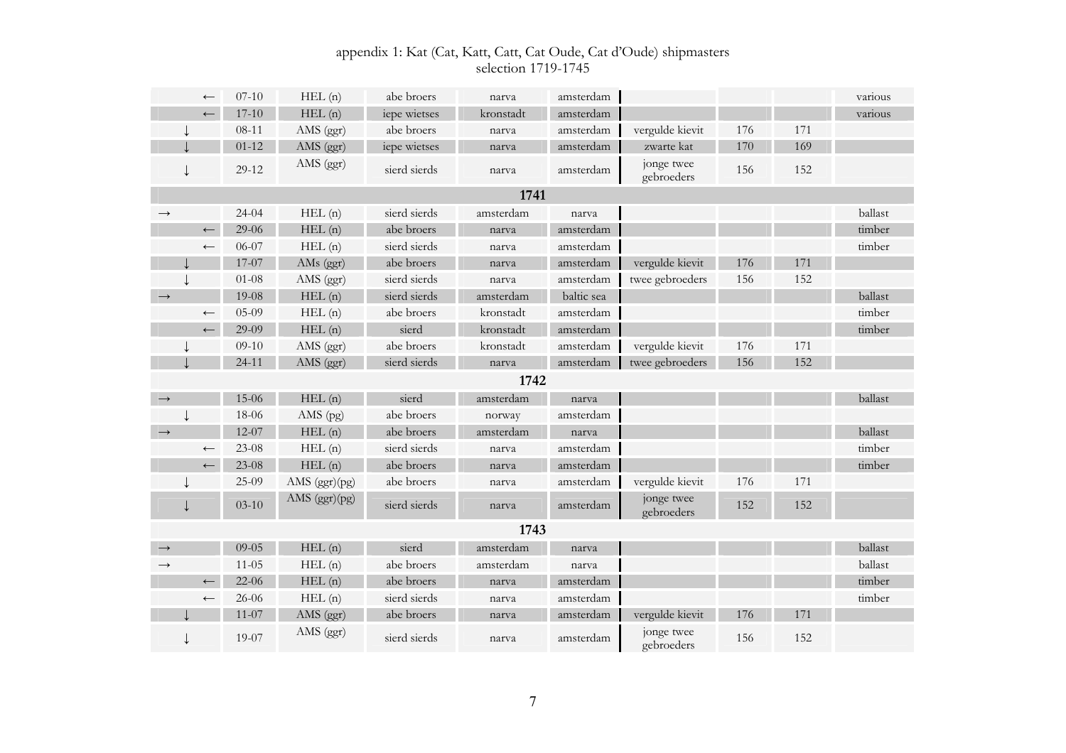appendix 1: Kat (Cat, Katt, Catt, Cat Oude, Cat d'Oude) shipmasters
selection 1719-1745

| | | | | | | | | | | |
|---|---|---|---|---|---|---|---|---|---|---|
| | ← | 07-10 | HEL (n) | abe broers | narva | amsterdam | | | | various |
| | ← | 17-10 | HEL (n) | iepe wietses | kronstadt | amsterdam | | | | various |
| ↓ | | 08-11 | AMS (ggr) | abe broers | narva | amsterdam | vergulde kievit | 176 | 171 | |
| ↓ | | 01-12 | AMS (ggr) | iepe wietses | narva | amsterdam | zwarte kat | 170 | 169 | |
| ↓ | | 29-12 | AMS (ggr) | sierd sierds | narva | amsterdam | jonge twee gebroeders | 156 | 152 | |
| | | | | | **1741** | | | | | |
| → | | 24-04 | HEL (n) | sierd sierds | amsterdam | narva | | | | ballast |
| | ← | 29-06 | HEL (n) | abe broers | narva | amsterdam | | | | timber |
| | ← | 06-07 | HEL (n) | sierd sierds | narva | amsterdam | | | | timber |
| ↓ | | 17-07 | AMs (ggr) | abe broers | narva | amsterdam | vergulde kievit | 176 | 171 | |
| ↓ | | 01-08 | AMS (ggr) | sierd sierds | narva | amsterdam | twee gebroeders | 156 | 152 | |
| → | | 19-08 | HEL (n) | sierd sierds | amsterdam | baltic sea | | | | ballast |
| | ← | 05-09 | HEL (n) | abe broers | kronstadt | amsterdam | | | | timber |
| | ← | 29-09 | HEL (n) | sierd | kronstadt | amsterdam | | | | timber |
| ↓ | | 09-10 | AMS (ggr) | abe broers | kronstadt | amsterdam | vergulde kievit | 176 | 171 | |
| ↓ | | 24-11 | AMS (ggr) | sierd sierds | narva | amsterdam | twee gebroeders | 156 | 152 | |
| | | | | | **1742** | | | | | |
| → | | 15-06 | HEL (n) | sierd | amsterdam | narva | | | | ballast |
| ↓ | | 18-06 | AMS (pg) | abe broers | norway | amsterdam | | | | |
| → | | 12-07 | HEL (n) | abe broers | amsterdam | narva | | | | ballast |
| | ← | 23-08 | HEL (n) | sierd sierds | narva | amsterdam | | | | timber |
| | ← | 23-08 | HEL (n) | abe broers | narva | amsterdam | | | | timber |
| ↓ | | 25-09 | AMS (ggr)(pg) | abe broers | narva | amsterdam | vergulde kievit | 176 | 171 | |
| ↓ | | 03-10 | AMS (ggr)(pg) | sierd sierds | narva | amsterdam | jonge twee gebroeders | 152 | 152 | |
| | | | | | **1743** | | | | | |
| → | | 09-05 | HEL (n) | sierd | amsterdam | narva | | | | ballast |
| → | | 11-05 | HEL (n) | abe broers | amsterdam | narva | | | | ballast |
| | ← | 22-06 | HEL (n) | abe broers | narva | amsterdam | | | | timber |
| | ← | 26-06 | HEL (n) | sierd sierds | narva | amsterdam | | | | timber |
| ↓ | | 11-07 | AMS (ggr) | abe broers | narva | amsterdam | vergulde kievit | 176 | 171 | |
| ↓ | | 19-07 | AMS (ggr) | sierd sierds | narva | amsterdam | jonge twee gebroeders | 156 | 152 | |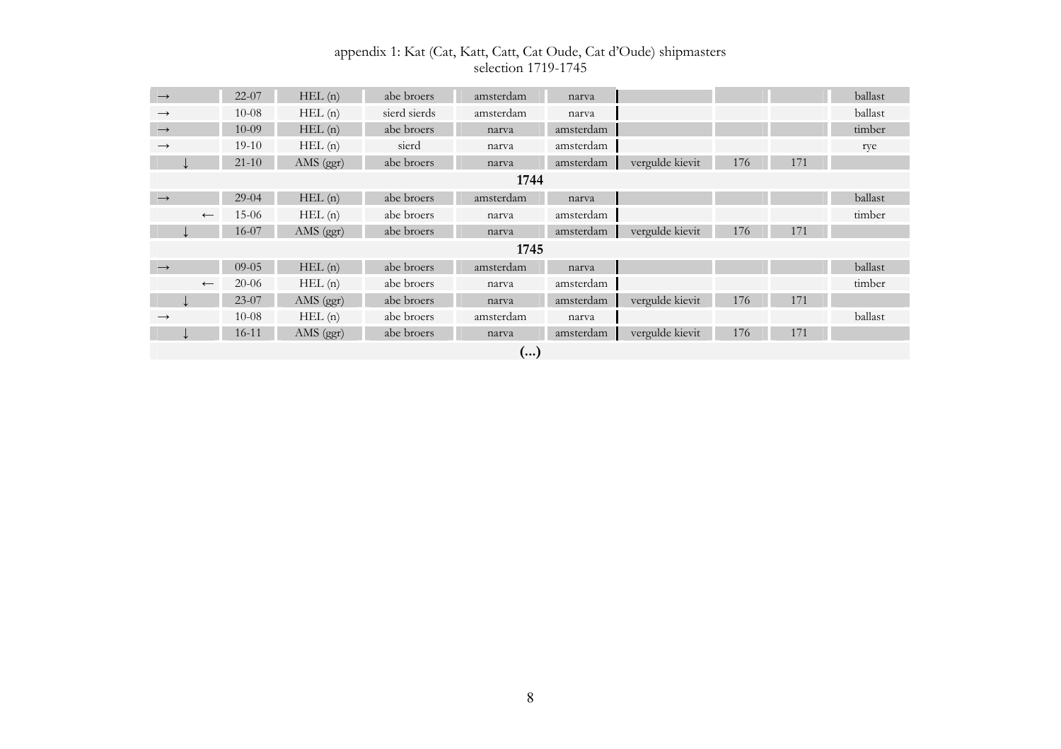appendix 1: Kat (Cat, Katt, Catt, Cat Oude, Cat d'Oude) shipmasters
selection 1719-1745

| | | | | | | | | | |
|---|---|---|---|---|---|---|---|---|---|
| → | 22-07 | HEL (n) | abe broers | amsterdam | narva | | | | ballast |
| → | 10-08 | HEL (n) | sierd sierds | amsterdam | narva | | | | ballast |
| → | 10-09 | HEL (n) | abe broers | narva | amsterdam | | | | timber |
| → | 19-10 | HEL (n) | sierd | narva | amsterdam | | | | rye |
| ↓ | 21-10 | AMS (ggr) | abe broers | narva | amsterdam | vergulde kievit | 176 | 171 | |
| | | | | **1744** | | | | | |
| → | 29-04 | HEL (n) | abe broers | amsterdam | narva | | | | ballast |
| ← | 15-06 | HEL (n) | abe broers | narva | amsterdam | | | | timber |
| ↓ | 16-07 | AMS (ggr) | abe broers | narva | amsterdam | vergulde kievit | 176 | 171 | |
| | | | | **1745** | | | | | |
| → | 09-05 | HEL (n) | abe broers | amsterdam | narva | | | | ballast |
| ← | 20-06 | HEL (n) | abe broers | narva | amsterdam | | | | timber |
| ↓ | 23-07 | AMS (ggr) | abe broers | narva | amsterdam | vergulde kievit | 176 | 171 | |
| → | 10-08 | HEL (n) | abe broers | amsterdam | narva | | | | ballast |
| ↓ | 16-11 | AMS (ggr) | abe broers | narva | amsterdam | vergulde kievit | 176 | 171 | |
| | | | | **(...)** | | | | | |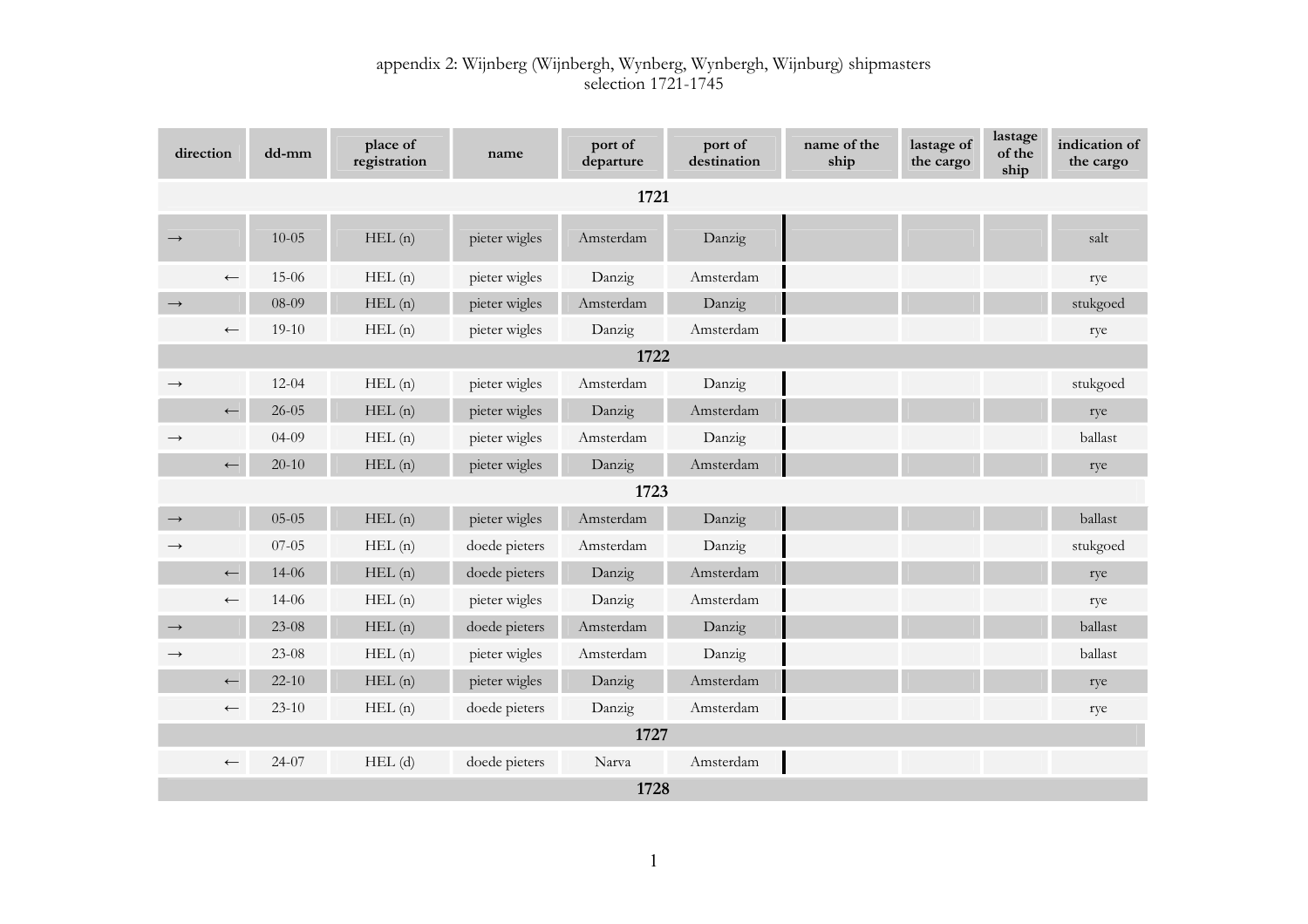appendix 2: Wijnberg (Wijnbergh, Wynberg, Wynbergh, Wijnburg) shipmasters
selection 1721-1745

| direction | dd-mm | place of registration | name | port of departure | port of destination | name of the ship | lastage of the cargo | lastage of the ship | indication of the cargo |
|---|---|---|---|---|---|---|---|---|---|
| **1721** | | | | | | | | | |
| → | 10-05 | HEL (n) | pieter wigles | Amsterdam | Danzig | | | | salt |
| ← | 15-06 | HEL (n) | pieter wigles | Danzig | Amsterdam | | | | rye |
| → | 08-09 | HEL (n) | pieter wigles | Amsterdam | Danzig | | | | stukgoed |
| ← | 19-10 | HEL (n) | pieter wigles | Danzig | Amsterdam | | | | rye |
| **1722** | | | | | | | | | |
| → | 12-04 | HEL (n) | pieter wigles | Amsterdam | Danzig | | | | stukgoed |
| ← | 26-05 | HEL (n) | pieter wigles | Danzig | Amsterdam | | | | rye |
| → | 04-09 | HEL (n) | pieter wigles | Amsterdam | Danzig | | | | ballast |
| ← | 20-10 | HEL (n) | pieter wigles | Danzig | Amsterdam | | | | rye |
| **1723** | | | | | | | | | |
| → | 05-05 | HEL (n) | pieter wigles | Amsterdam | Danzig | | | | ballast |
| → | 07-05 | HEL (n) | doede pieters | Amsterdam | Danzig | | | | stukgoed |
| ← | 14-06 | HEL (n) | doede pieters | Danzig | Amsterdam | | | | rye |
| ← | 14-06 | HEL (n) | pieter wigles | Danzig | Amsterdam | | | | rye |
| → | 23-08 | HEL (n) | doede pieters | Amsterdam | Danzig | | | | ballast |
| → | 23-08 | HEL (n) | pieter wigles | Amsterdam | Danzig | | | | ballast |
| ← | 22-10 | HEL (n) | pieter wigles | Danzig | Amsterdam | | | | rye |
| ← | 23-10 | HEL (n) | doede pieters | Danzig | Amsterdam | | | | rye |
| **1727** | | | | | | | | | |
| ← | 24-07 | HEL (d) | doede pieters | Narva | Amsterdam | | | | |
| **1728** | | | | | | | | | |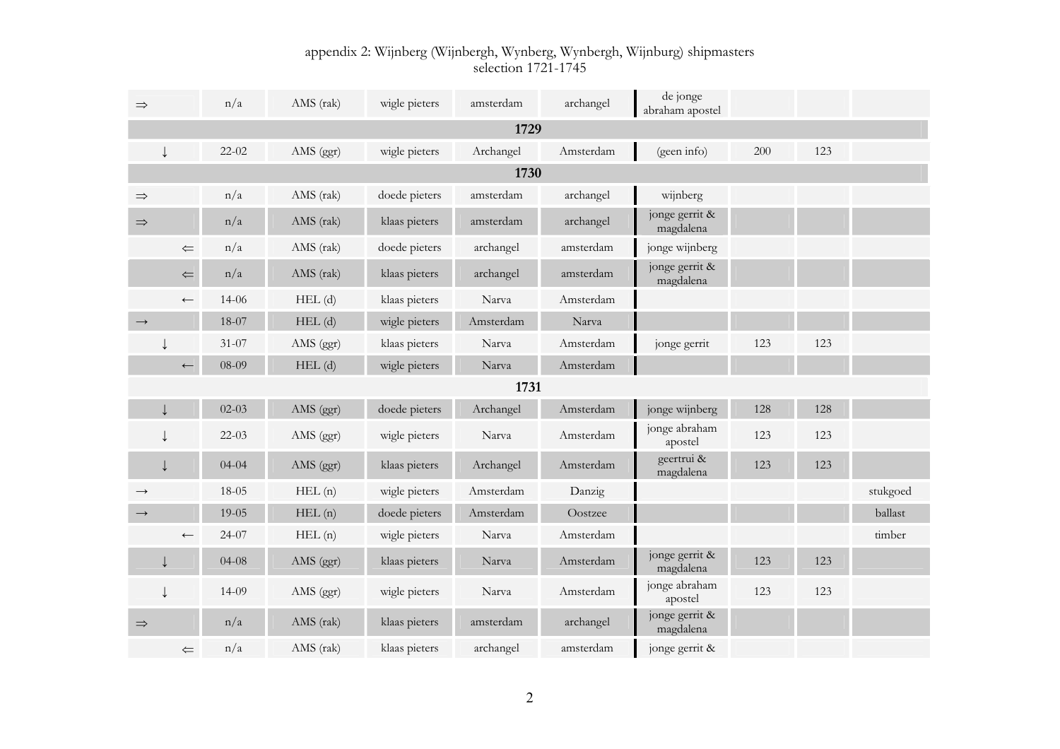appendix 2: Wijnberg (Wijnbergh, Wynberg, Wynbergh, Wijnburg) shipmasters
selection 1721-1745

| | | | | | | | | | |
|---|---|---|---|---|---|---|---|---|---|
| ⇒ | n/a | AMS (rak) | wigle pieters | amsterdam | archangel | de jonge abraham apostel | | | |
| **1729** | | | | | | | | | |
| ↓ | 22-02 | AMS (ggr) | wigle pieters | Archangel | Amsterdam | (geen info) | 200 | 123 | |
| **1730** | | | | | | | | | |
| ⇒ | n/a | AMS (rak) | doede pieters | amsterdam | archangel | wijnberg | | | |
| ⇒ | n/a | AMS (rak) | klaas pieters | amsterdam | archangel | jonge gerrit & magdalena | | | |
| ⇐ | n/a | AMS (rak) | doede pieters | archangel | amsterdam | jonge wijnberg | | | |
| ⇐ | n/a | AMS (rak) | klaas pieters | archangel | amsterdam | jonge gerrit & magdalena | | | |
| ← | 14-06 | HEL (d) | klaas pieters | Narva | Amsterdam | | | | |
| → | 18-07 | HEL (d) | wigle pieters | Amsterdam | Narva | | | | |
| ↓ | 31-07 | AMS (ggr) | klaas pieters | Narva | Amsterdam | jonge gerrit | 123 | 123 | |
| ← | 08-09 | HEL (d) | wigle pieters | Narva | Amsterdam | | | | |
| **1731** | | | | | | | | | |
| ↓ | 02-03 | AMS (ggr) | doede pieters | Archangel | Amsterdam | jonge wijnberg | 128 | 128 | |
| ↓ | 22-03 | AMS (ggr) | wigle pieters | Narva | Amsterdam | jonge abraham apostel | 123 | 123 | |
| ↓ | 04-04 | AMS (ggr) | klaas pieters | Archangel | Amsterdam | geertrui & magdalena | 123 | 123 | |
| → | 18-05 | HEL (n) | wigle pieters | Amsterdam | Danzig | | | | stukgoed |
| → | 19-05 | HEL (n) | doede pieters | Amsterdam | Oostzee | | | | ballast |
| ← | 24-07 | HEL (n) | wigle pieters | Narva | Amsterdam | | | | timber |
| ↓ | 04-08 | AMS (ggr) | klaas pieters | Narva | Amsterdam | jonge gerrit & magdalena | 123 | 123 | |
| ↓ | 14-09 | AMS (ggr) | wigle pieters | Narva | Amsterdam | jonge abraham apostel | 123 | 123 | |
| ⇒ | n/a | AMS (rak) | klaas pieters | amsterdam | archangel | jonge gerrit & magdalena | | | |
| ⇐ | n/a | AMS (rak) | klaas pieters | archangel | amsterdam | jonge gerrit & | | | |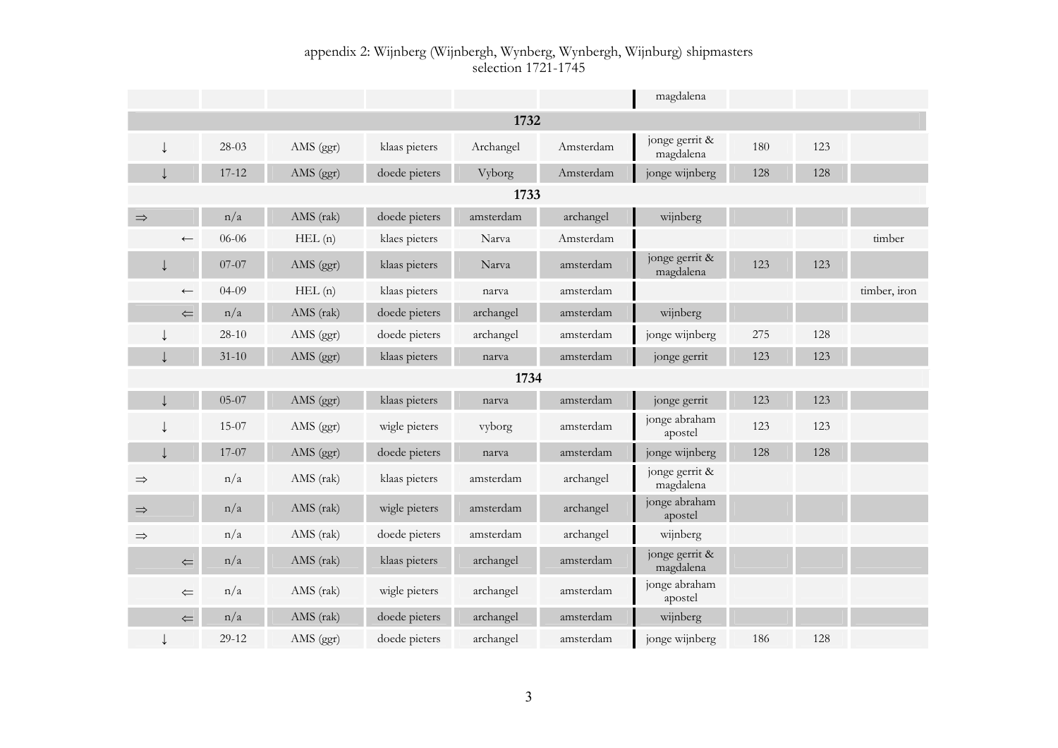appendix 2: Wijnberg (Wijnbergh, Wynberg, Wynbergh, Wijnburg) shipmasters
selection 1721-1745

| | | | | | | | | | |
|---|---|---|---|---|---|---|---|---|---|
| | | | | | | magdalena | | | |
| **1732** | | | | | | | | | |
| ↓ | 28-03 | AMS (ggr) | klaas pieters | Archangel | Amsterdam | jonge gerrit & magdalena | 180 | 123 | |
| ↓ | 17-12 | AMS (ggr) | doede pieters | Vyborg | Amsterdam | jonge wijnberg | 128 | 128 | |
| **1733** | | | | | | | | | |
| ⇒ | n/a | AMS (rak) | doede pieters | amsterdam | archangel | wijnberg | | | |
| ← | 06-06 | HEL (n) | klaes pieters | Narva | Amsterdam | | | | timber |
| ↓ | 07-07 | AMS (ggr) | klaas pieters | Narva | amsterdam | jonge gerrit & magdalena | 123 | 123 | |
| ← | 04-09 | HEL (n) | klaas pieters | narva | amsterdam | | | | timber, iron |
| ⇐ | n/a | AMS (rak) | doede pieters | archangel | amsterdam | wijnberg | | | |
| ↓ | 28-10 | AMS (ggr) | doede pieters | archangel | amsterdam | jonge wijnberg | 275 | 128 | |
| ↓ | 31-10 | AMS (ggr) | klaas pieters | narva | amsterdam | jonge gerrit | 123 | 123 | |
| **1734** | | | | | | | | | |
| ↓ | 05-07 | AMS (ggr) | klaas pieters | narva | amsterdam | jonge gerrit | 123 | 123 | |
| ↓ | 15-07 | AMS (ggr) | wigle pieters | vyborg | amsterdam | jonge abraham apostel | 123 | 123 | |
| ↓ | 17-07 | AMS (ggr) | doede pieters | narva | amsterdam | jonge wijnberg | 128 | 128 | |
| ⇒ | n/a | AMS (rak) | klaas pieters | amsterdam | archangel | jonge gerrit & magdalena | | | |
| ⇒ | n/a | AMS (rak) | wigle pieters | amsterdam | archangel | jonge abraham apostel | | | |
| ⇒ | n/a | AMS (rak) | doede pieters | amsterdam | archangel | wijnberg | | | |
| ⇐ | n/a | AMS (rak) | klaas pieters | archangel | amsterdam | jonge gerrit & magdalena | | | |
| ⇐ | n/a | AMS (rak) | wigle pieters | archangel | amsterdam | jonge abraham apostel | | | |
| ⇐ | n/a | AMS (rak) | doede pieters | archangel | amsterdam | wijnberg | | | |
| ↓ | 29-12 | AMS (ggr) | doede pieters | archangel | amsterdam | jonge wijnberg | 186 | 128 | |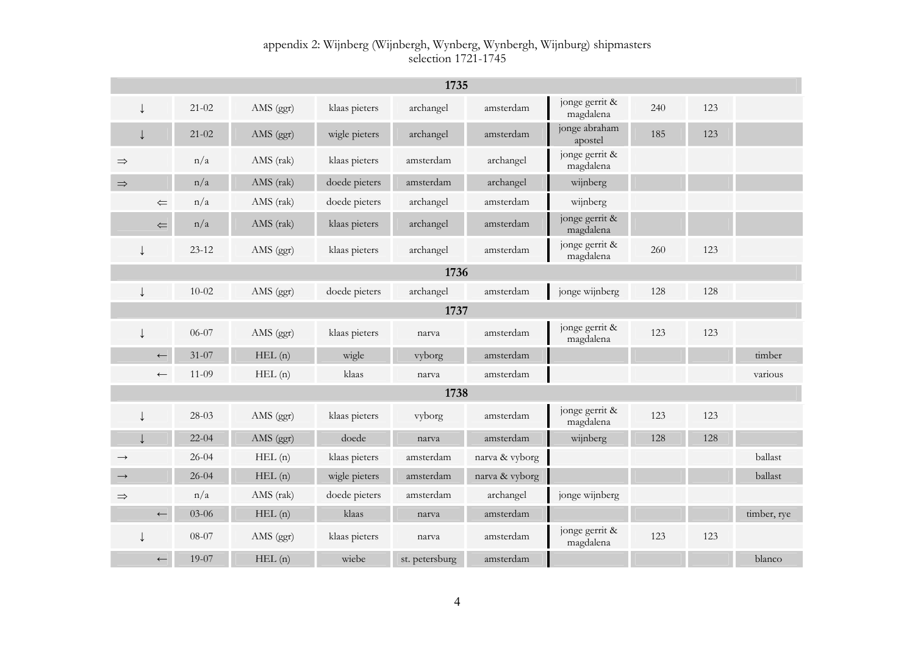appendix 2: Wijnberg (Wijnbergh, Wynberg, Wynbergh, Wijnburg) shipmasters
selection 1721-1745

| | | | | | | | | | |
|---|---|---|---|---|---|---|---|---|---|
| **1735** | | | | | | | | | |
| ↓ | 21-02 | AMS (ggr) | klaas pieters | archangel | amsterdam | jonge gerrit & magdalena | 240 | 123 | |
| ↓ | 21-02 | AMS (ggr) | wigle pieters | archangel | amsterdam | jonge abraham apostel | 185 | 123 | |
| ⇒ | n/a | AMS (rak) | klaas pieters | amsterdam | archangel | jonge gerrit & magdalena | | | |
| ⇒ | n/a | AMS (rak) | doede pieters | amsterdam | archangel | wijnberg | | | |
| ⇐ | n/a | AMS (rak) | doede pieters | archangel | amsterdam | wijnberg | | | |
| ⇐ | n/a | AMS (rak) | klaas pieters | archangel | amsterdam | jonge gerrit & magdalena | | | |
| ↓ | 23-12 | AMS (ggr) | klaas pieters | archangel | amsterdam | jonge gerrit & magdalena | 260 | 123 | |
| **1736** | | | | | | | | | |
| ↓ | 10-02 | AMS (ggr) | doede pieters | archangel | amsterdam | jonge wijnberg | 128 | 128 | |
| **1737** | | | | | | | | | |
| ↓ | 06-07 | AMS (ggr) | klaas pieters | narva | amsterdam | jonge gerrit & magdalena | 123 | 123 | |
| ← | 31-07 | HEL (n) | wigle | vyborg | amsterdam | | | | timber |
| ← | 11-09 | HEL (n) | klaas | narva | amsterdam | | | | various |
| **1738** | | | | | | | | | |
| ↓ | 28-03 | AMS (ggr) | klaas pieters | vyborg | amsterdam | jonge gerrit & magdalena | 123 | 123 | |
| ↓ | 22-04 | AMS (ggr) | doede | narva | amsterdam | wijnberg | 128 | 128 | |
| → | 26-04 | HEL (n) | klaas pieters | amsterdam | narva & vyborg | | | | ballast |
| → | 26-04 | HEL (n) | wigle pieters | amsterdam | narva & vyborg | | | | ballast |
| ⇒ | n/a | AMS (rak) | doede pieters | amsterdam | archangel | jonge wijnberg | | | |
| ← | 03-06 | HEL (n) | klaas | narva | amsterdam | | | | timber, rye |
| ↓ | 08-07 | AMS (ggr) | klaas pieters | narva | amsterdam | jonge gerrit & magdalena | 123 | 123 | |
| ← | 19-07 | HEL (n) | wiebe | st. petersburg | amsterdam | | | | blanco |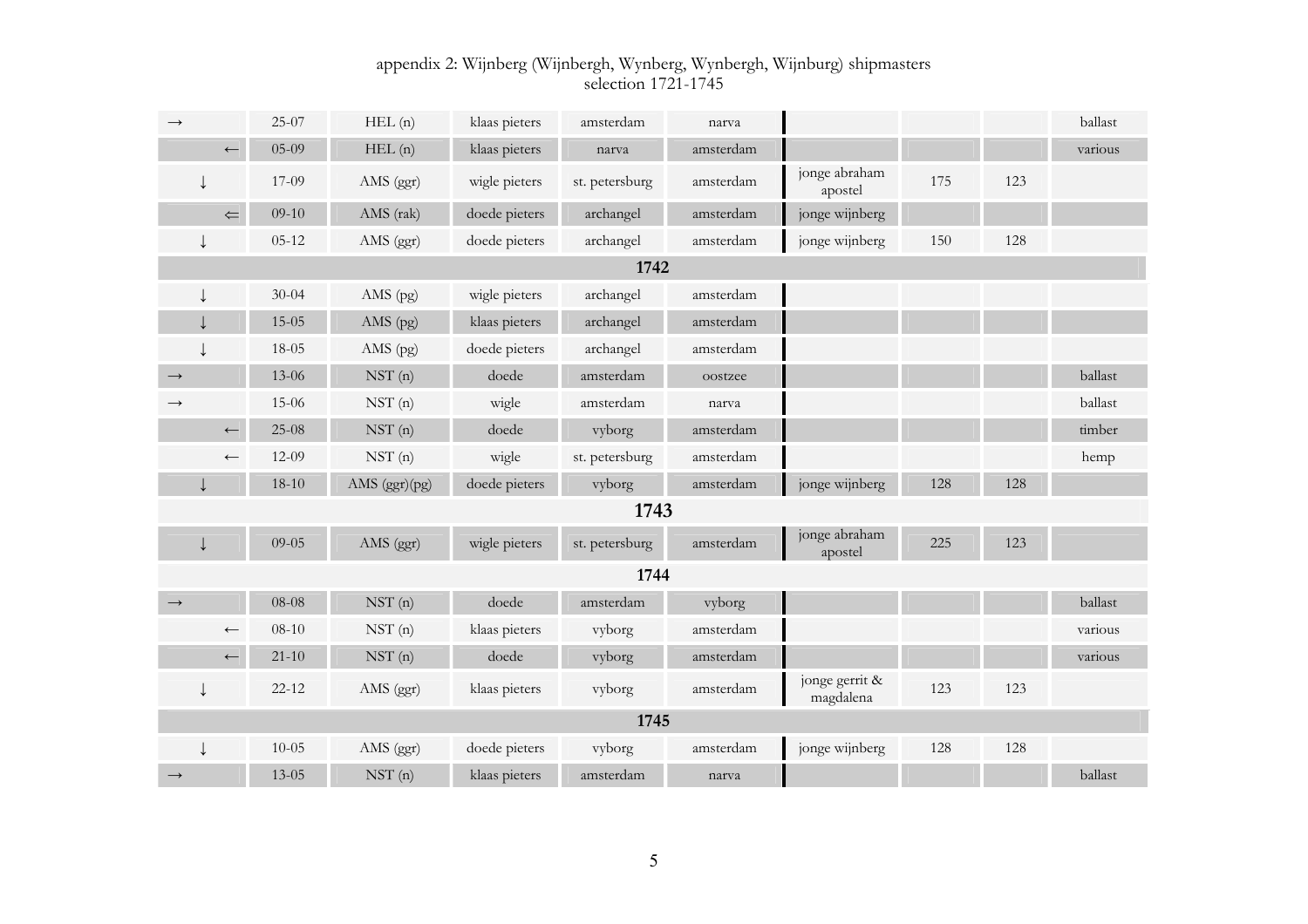appendix 2: Wijnberg (Wijnbergh, Wynberg, Wynbergh, Wijnburg) shipmasters
selection 1721-1745

| | | | | | | | | | |
|---|---|---|---|---|---|---|---|---|---|
| → | 25-07 | HEL (n) | klaas pieters | amsterdam | narva | | | | ballast |
| ← | 05-09 | HEL (n) | klaas pieters | narva | amsterdam | | | | various |
| ↓ | 17-09 | AMS (ggr) | wigle pieters | st. petersburg | amsterdam | jonge abraham apostel | 175 | 123 | |
| ⇐ | 09-10 | AMS (rak) | doede pieters | archangel | amsterdam | jonge wijnberg | | | |
| ↓ | 05-12 | AMS (ggr) | doede pieters | archangel | amsterdam | jonge wijnberg | 150 | 128 | |
| **1742** | | | | | | | | | |
| ↓ | 30-04 | AMS (pg) | wigle pieters | archangel | amsterdam | | | | |
| ↓ | 15-05 | AMS (pg) | klaas pieters | archangel | amsterdam | | | | |
| ↓ | 18-05 | AMS (pg) | doede pieters | archangel | amsterdam | | | | |
| → | 13-06 | NST (n) | doede | amsterdam | oostzee | | | | ballast |
| → | 15-06 | NST (n) | wigle | amsterdam | narva | | | | ballast |
| ← | 25-08 | NST (n) | doede | vyborg | amsterdam | | | | timber |
| ← | 12-09 | NST (n) | wigle | st. petersburg | amsterdam | | | | hemp |
| ↓ | 18-10 | AMS (ggr)(pg) | doede pieters | vyborg | amsterdam | jonge wijnberg | 128 | 128 | |
| **1743** | | | | | | | | | |
| ↓ | 09-05 | AMS (ggr) | wigle pieters | st. petersburg | amsterdam | jonge abraham apostel | 225 | 123 | |
| **1744** | | | | | | | | | |
| → | 08-08 | NST (n) | doede | amsterdam | vyborg | | | | ballast |
| ← | 08-10 | NST (n) | klaas pieters | vyborg | amsterdam | | | | various |
| ← | 21-10 | NST (n) | doede | vyborg | amsterdam | | | | various |
| ↓ | 22-12 | AMS (ggr) | klaas pieters | vyborg | amsterdam | jonge gerrit & magdalena | 123 | 123 | |
| **1745** | | | | | | | | | |
| ↓ | 10-05 | AMS (ggr) | doede pieters | vyborg | amsterdam | jonge wijnberg | 128 | 128 | |
| → | 13-05 | NST (n) | klaas pieters | amsterdam | narva | | | | ballast |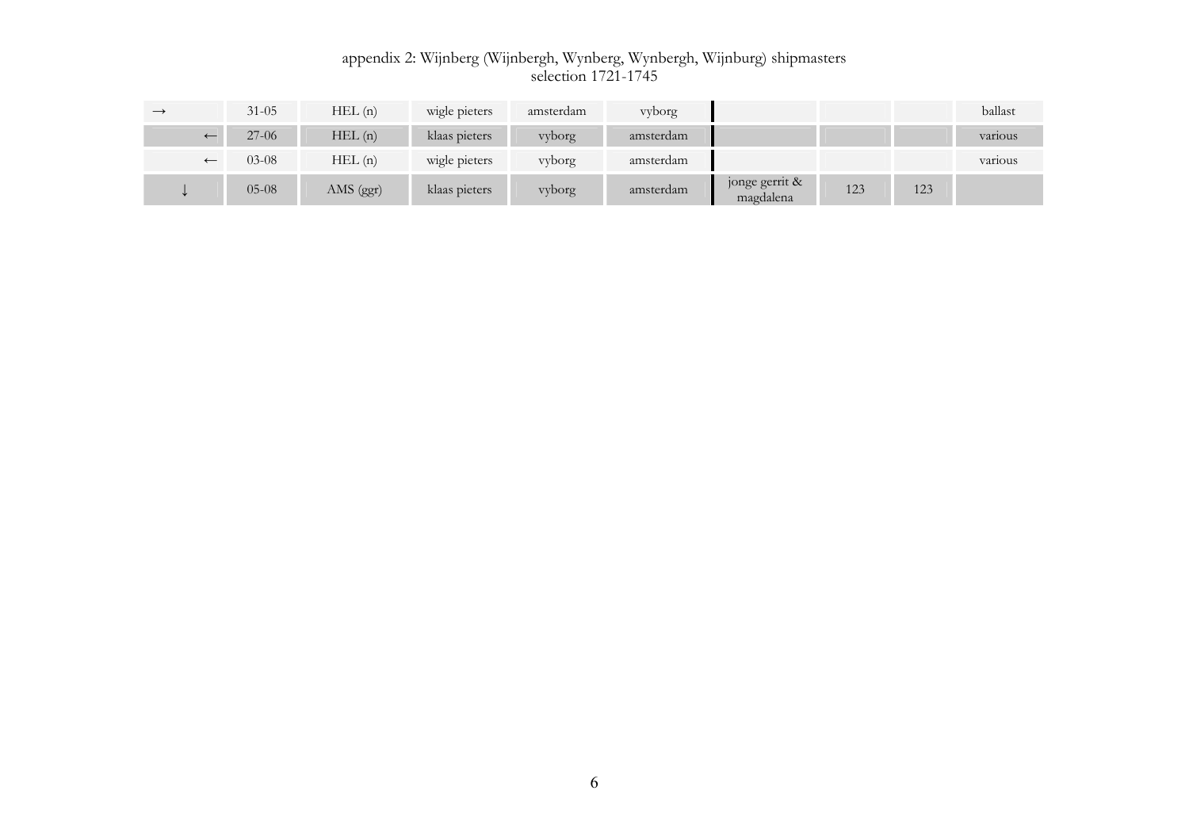appendix 2: Wijnberg (Wijnbergh, Wynberg, Wynbergh, Wijnburg) shipmasters
selection 1721-1745

| | | | | | | | | | |
|---|---|---|---|---|---|---|---|---|---|
| → | 31-05 | HEL (n) | wigle pieters | amsterdam | vyborg | | | | ballast |
| ← | 27-06 | HEL (n) | klaas pieters | vyborg | amsterdam | | | | various |
| ← | 03-08 | HEL (n) | wigle pieters | vyborg | amsterdam | | | | various |
| ↓ | 05-08 | AMS (ggr) | klaas pieters | vyborg | amsterdam | jonge gerrit & magdalena | 123 | 123 | |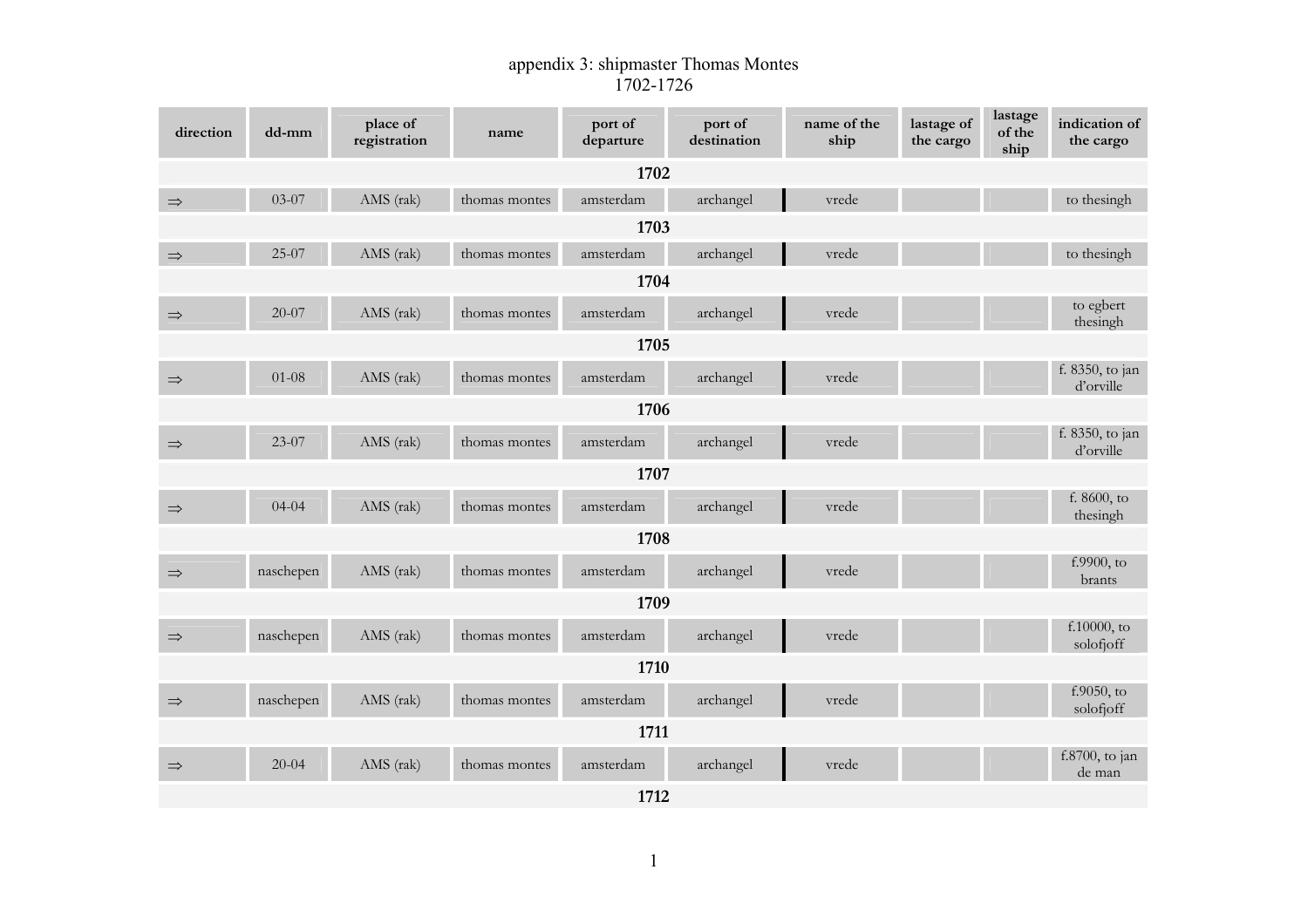appendix 3: shipmaster Thomas Montes
1702-1726

| direction | dd-mm | place of registration | name | port of departure | port of destination | name of the ship | lastage of the cargo | lastage of the ship | indication of the cargo |
|---|---|---|---|---|---|---|---|---|---|
| | | | | **1702** | | | | | |
| ⇒ | 03-07 | AMS (rak) | thomas montes | amsterdam | archangel | vrede | | | to thesingh |
| | | | | **1703** | | | | | |
| ⇒ | 25-07 | AMS (rak) | thomas montes | amsterdam | archangel | vrede | | | to thesingh |
| | | | | **1704** | | | | | |
| ⇒ | 20-07 | AMS (rak) | thomas montes | amsterdam | archangel | vrede | | | to egbert thesingh |
| | | | | **1705** | | | | | |
| ⇒ | 01-08 | AMS (rak) | thomas montes | amsterdam | archangel | vrede | | | f. 8350, to jan d'orville |
| | | | | **1706** | | | | | |
| ⇒ | 23-07 | AMS (rak) | thomas montes | amsterdam | archangel | vrede | | | f. 8350, to jan d'orville |
| | | | | **1707** | | | | | |
| ⇒ | 04-04 | AMS (rak) | thomas montes | amsterdam | archangel | vrede | | | f. 8600, to thesingh |
| | | | | **1708** | | | | | |
| ⇒ | naschepen | AMS (rak) | thomas montes | amsterdam | archangel | vrede | | | f.9900, to brants |
| | | | | **1709** | | | | | |
| ⇒ | naschepen | AMS (rak) | thomas montes | amsterdam | archangel | vrede | | | f.10000, to solofjoff |
| | | | | **1710** | | | | | |
| ⇒ | naschepen | AMS (rak) | thomas montes | amsterdam | archangel | vrede | | | f.9050, to solofjoff |
| | | | | **1711** | | | | | |
| ⇒ | 20-04 | AMS (rak) | thomas montes | amsterdam | archangel | vrede | | | f.8700, to jan de man |
| | | | | **1712** | | | | | |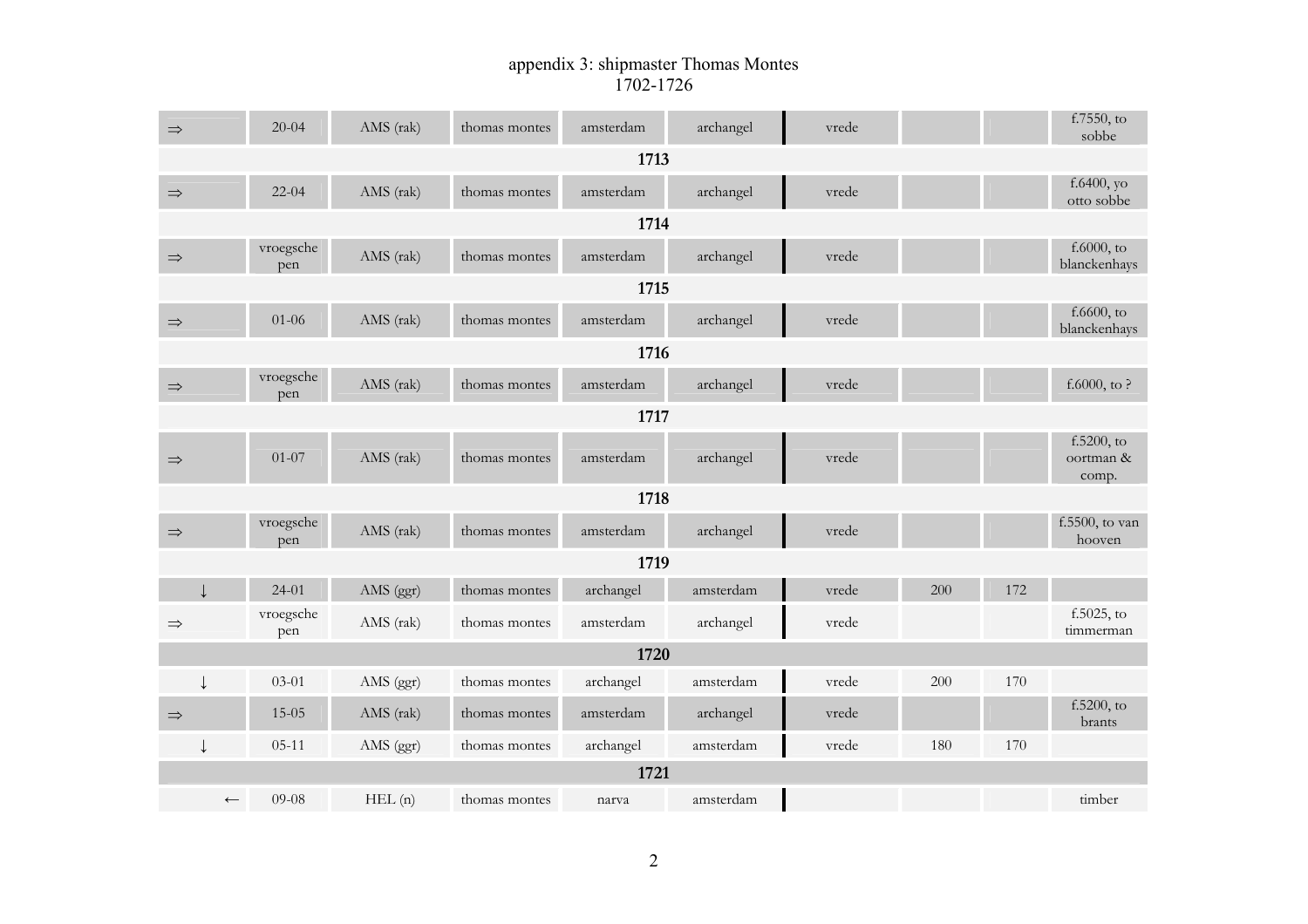# appendix 3: shipmaster Thomas Montes
## 1702-1726

| | | | | | | | | | |
|---|---|---|---|---|---|---|---|---|---|
| ⇒ | 20-04 | AMS (rak) | thomas montes | amsterdam | archangel | vrede | | | f.7550, to sobbe |
| **1713** | | | | | | | | | |
| ⇒ | 22-04 | AMS (rak) | thomas montes | amsterdam | archangel | vrede | | | f.6400, yo otto sobbe |
| **1714** | | | | | | | | | |
| ⇒ | vroegsche pen | AMS (rak) | thomas montes | amsterdam | archangel | vrede | | | f.6000, to blanckenhays |
| **1715** | | | | | | | | | |
| ⇒ | 01-06 | AMS (rak) | thomas montes | amsterdam | archangel | vrede | | | f.6600, to blanckenhays |
| **1716** | | | | | | | | | |
| ⇒ | vroegsche pen | AMS (rak) | thomas montes | amsterdam | archangel | vrede | | | f.6000, to ? |
| **1717** | | | | | | | | | |
| ⇒ | 01-07 | AMS (rak) | thomas montes | amsterdam | archangel | vrede | | | f.5200, to oortman & comp. |
| **1718** | | | | | | | | | |
| ⇒ | vroegsche pen | AMS (rak) | thomas montes | amsterdam | archangel | vrede | | | f.5500, to van hooven |
| **1719** | | | | | | | | | |
| ↓ | 24-01 | AMS (ggr) | thomas montes | archangel | amsterdam | vrede | 200 | 172 | |
| ⇒ | vroegsche pen | AMS (rak) | thomas montes | amsterdam | archangel | vrede | | | f.5025, to timmerman |
| **1720** | | | | | | | | | |
| ↓ | 03-01 | AMS (ggr) | thomas montes | archangel | amsterdam | vrede | 200 | 170 | |
| ⇒ | 15-05 | AMS (rak) | thomas montes | amsterdam | archangel | vrede | | | f.5200, to brants |
| ↓ | 05-11 | AMS (ggr) | thomas montes | archangel | amsterdam | vrede | 180 | 170 | |
| **1721** | | | | | | | | | |
| ← | 09-08 | HEL (n) | thomas montes | narva | amsterdam | | | | timber |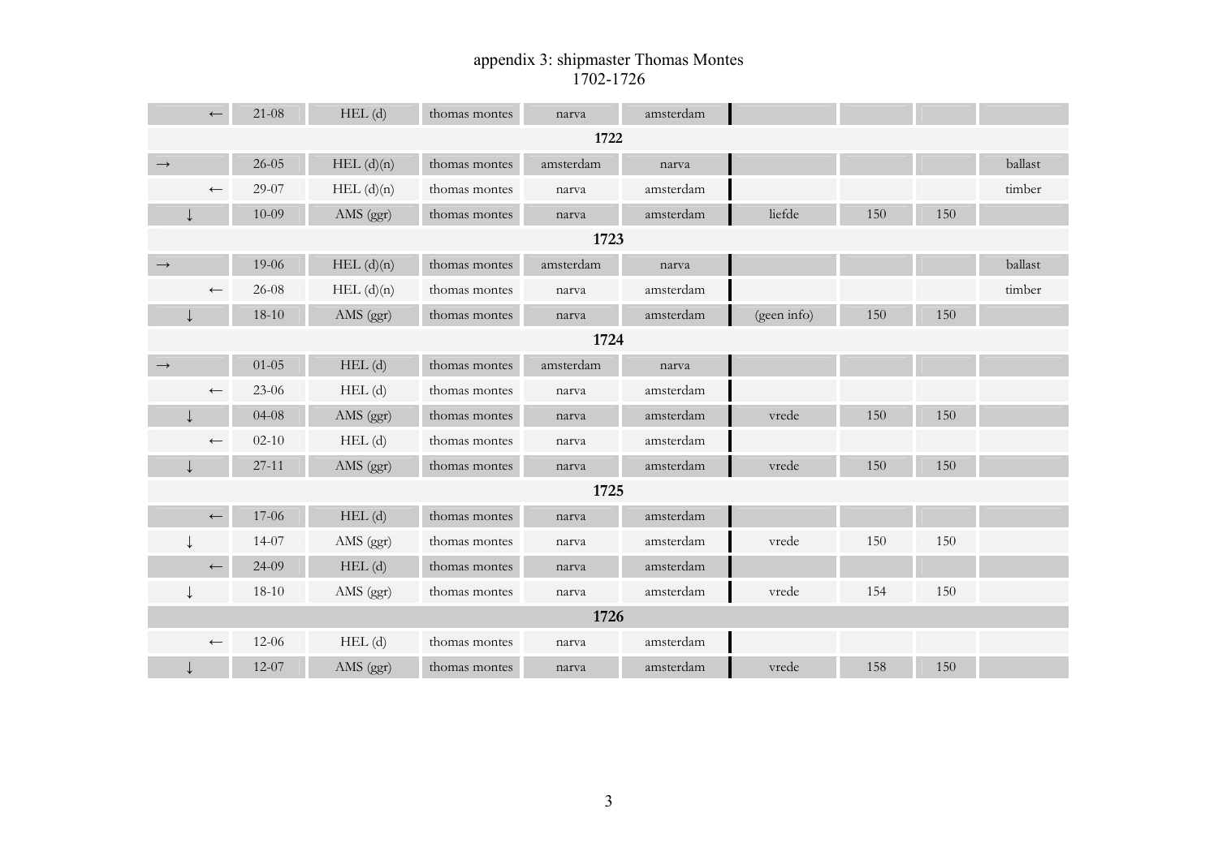# appendix 3: shipmaster Thomas Montes 1702-1726

| | | | | | | | | | |
|---|---|---|---|---|---|---|---|---|---|
| ← | 21-08 | HEL (d) | thomas montes | narva | amsterdam | | | | |
| **1722** | | | | | | | | | |
| → | 26-05 | HEL (d)(n) | thomas montes | amsterdam | narva | | | | ballast |
| ← | 29-07 | HEL (d)(n) | thomas montes | narva | amsterdam | | | | timber |
| ↓ | 10-09 | AMS (ggr) | thomas montes | narva | amsterdam | liefde | 150 | 150 | |
| **1723** | | | | | | | | | |
| → | 19-06 | HEL (d)(n) | thomas montes | amsterdam | narva | | | | ballast |
| ← | 26-08 | HEL (d)(n) | thomas montes | narva | amsterdam | | | | timber |
| ↓ | 18-10 | AMS (ggr) | thomas montes | narva | amsterdam | (geen info) | 150 | 150 | |
| **1724** | | | | | | | | | |
| → | 01-05 | HEL (d) | thomas montes | amsterdam | narva | | | | |
| ← | 23-06 | HEL (d) | thomas montes | narva | amsterdam | | | | |
| ↓ | 04-08 | AMS (ggr) | thomas montes | narva | amsterdam | vrede | 150 | 150 | |
| ← | 02-10 | HEL (d) | thomas montes | narva | amsterdam | | | | |
| ↓ | 27-11 | AMS (ggr) | thomas montes | narva | amsterdam | vrede | 150 | 150 | |
| **1725** | | | | | | | | | |
| ← | 17-06 | HEL (d) | thomas montes | narva | amsterdam | | | | |
| ↓ | 14-07 | AMS (ggr) | thomas montes | narva | amsterdam | vrede | 150 | 150 | |
| ← | 24-09 | HEL (d) | thomas montes | narva | amsterdam | | | | |
| ↓ | 18-10 | AMS (ggr) | thomas montes | narva | amsterdam | vrede | 154 | 150 | |
| **1726** | | | | | | | | | |
| ← | 12-06 | HEL (d) | thomas montes | narva | amsterdam | | | | |
| ↓ | 12-07 | AMS (ggr) | thomas montes | narva | amsterdam | vrede | 158 | 150 | |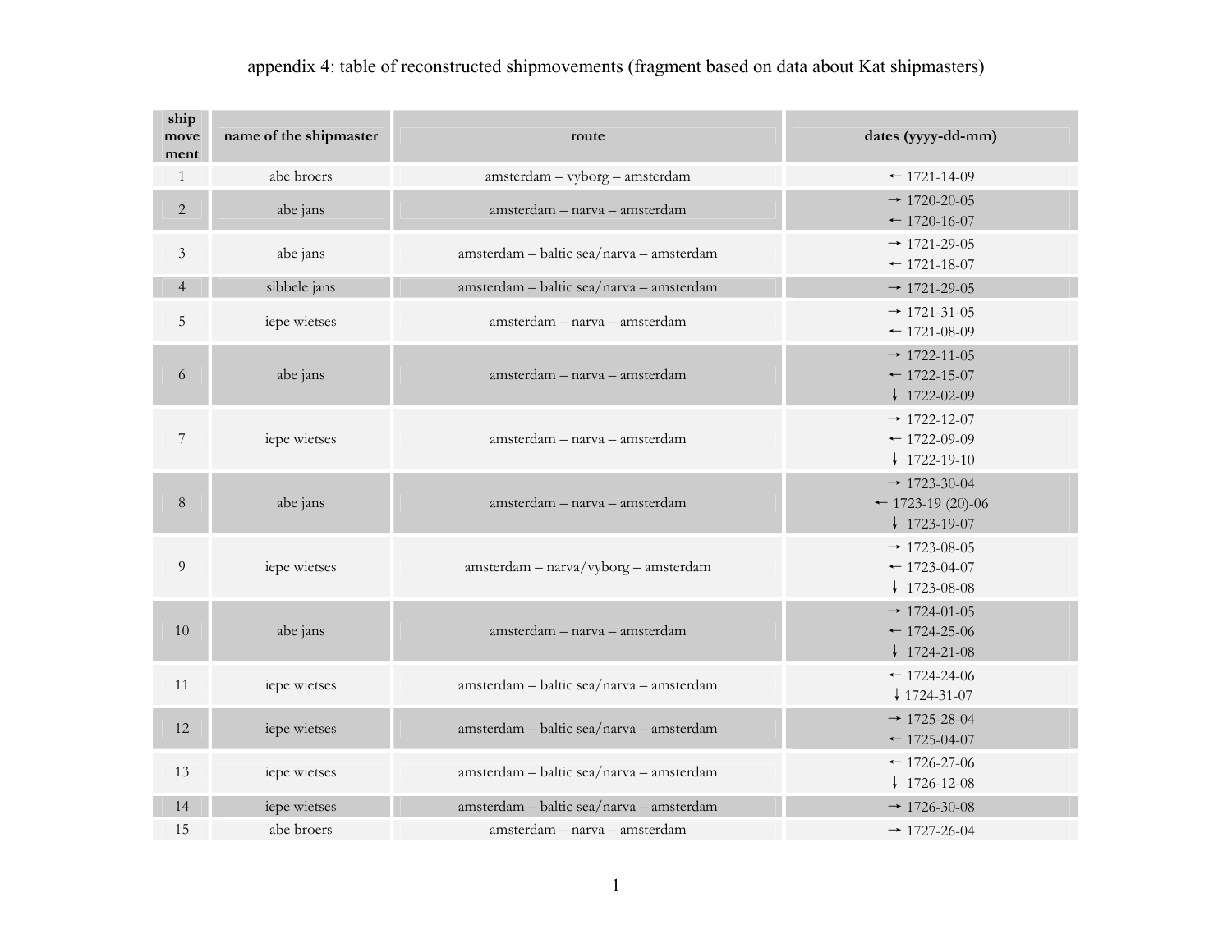appendix 4: table of reconstructed shipmovements (fragment based on data about Kat shipmasters)

| ship movement | name of the shipmaster | route | dates (yyyy-dd-mm) |
|---|---|---|---|
| 1 | abe broers | amsterdam – vyborg – amsterdam | ← 1721-14-09 |
| 2 | abe jans | amsterdam – narva – amsterdam | → 1720-20-05<br>← 1720-16-07 |
| 3 | abe jans | amsterdam – baltic sea/narva – amsterdam | → 1721-29-05<br>← 1721-18-07 |
| 4 | sibbele jans | amsterdam – baltic sea/narva – amsterdam | → 1721-29-05 |
| 5 | iepe wietses | amsterdam – narva – amsterdam | → 1721-31-05<br>← 1721-08-09 |
| 6 | abe jans | amsterdam – narva – amsterdam | → 1722-11-05<br>← 1722-15-07<br>↓ 1722-02-09 |
| 7 | iepe wietses | amsterdam – narva – amsterdam | → 1722-12-07<br>← 1722-09-09<br>↓ 1722-19-10 |
| 8 | abe jans | amsterdam – narva – amsterdam | → 1723-30-04<br>← 1723-19 (20)-06<br>↓ 1723-19-07 |
| 9 | iepe wietses | amsterdam – narva/vyborg – amsterdam | → 1723-08-05<br>← 1723-04-07<br>↓ 1723-08-08 |
| 10 | abe jans | amsterdam – narva – amsterdam | → 1724-01-05<br>← 1724-25-06<br>↓ 1724-21-08 |
| 11 | iepe wietses | amsterdam – baltic sea/narva – amsterdam | ← 1724-24-06<br>↓ 1724-31-07 |
| 12 | iepe wietses | amsterdam – baltic sea/narva – amsterdam | → 1725-28-04<br>← 1725-04-07 |
| 13 | iepe wietses | amsterdam – baltic sea/narva – amsterdam | ← 1726-27-06<br>↓ 1726-12-08 |
| 14 | iepe wietses | amsterdam – baltic sea/narva – amsterdam | → 1726-30-08 |
| 15 | abe broers | amsterdam – narva – amsterdam | → 1727-26-04 |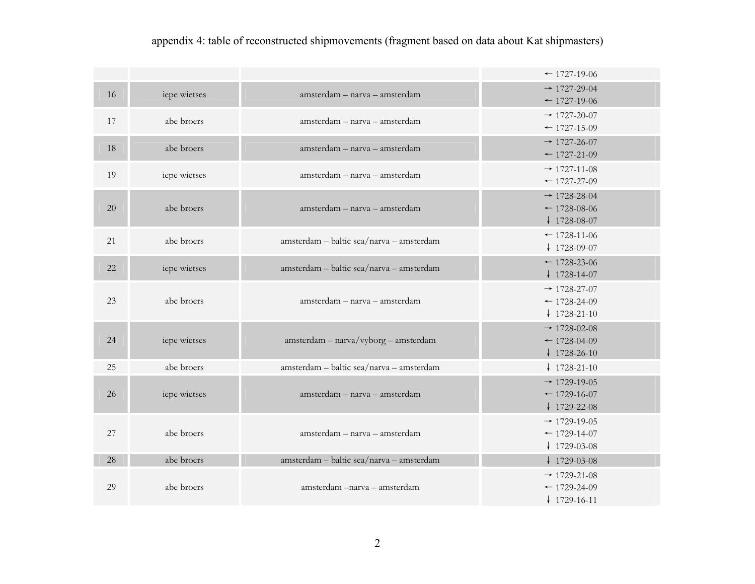appendix 4: table of reconstructed shipmovements (fragment based on data about Kat shipmasters)

| | | | |
|---|---|---|---|
| | | | ← 1727-19-06 |
| 16 | iepe wietses | amsterdam – narva – amsterdam | → 1727-29-04<br>← 1727-19-06 |
| 17 | abe broers | amsterdam – narva – amsterdam | → 1727-20-07<br>← 1727-15-09 |
| 18 | abe broers | amsterdam – narva – amsterdam | → 1727-26-07<br>← 1727-21-09 |
| 19 | iepe wietses | amsterdam – narva – amsterdam | → 1727-11-08<br>← 1727-27-09 |
| 20 | abe broers | amsterdam – narva – amsterdam | → 1728-28-04<br>← 1728-08-06<br>↓ 1728-08-07 |
| 21 | abe broers | amsterdam – baltic sea/narva – amsterdam | ← 1728-11-06<br>↓ 1728-09-07 |
| 22 | iepe wietses | amsterdam – baltic sea/narva – amsterdam | ← 1728-23-06<br>↓ 1728-14-07 |
| 23 | abe broers | amsterdam – narva – amsterdam | → 1728-27-07<br>← 1728-24-09<br>↓ 1728-21-10 |
| 24 | iepe wietses | amsterdam – narva/vyborg – amsterdam | → 1728-02-08<br>← 1728-04-09<br>↓ 1728-26-10 |
| 25 | abe broers | amsterdam – baltic sea/narva – amsterdam | ↓ 1728-21-10 |
| 26 | iepe wietses | amsterdam – narva – amsterdam | → 1729-19-05<br>← 1729-16-07<br>↓ 1729-22-08 |
| 27 | abe broers | amsterdam – narva – amsterdam | → 1729-19-05<br>← 1729-14-07<br>↓ 1729-03-08 |
| 28 | abe broers | amsterdam – baltic sea/narva – amsterdam | ↓ 1729-03-08 |
| 29 | abe broers | amsterdam –narva – amsterdam | → 1729-21-08<br>← 1729-24-09<br>↓ 1729-16-11 |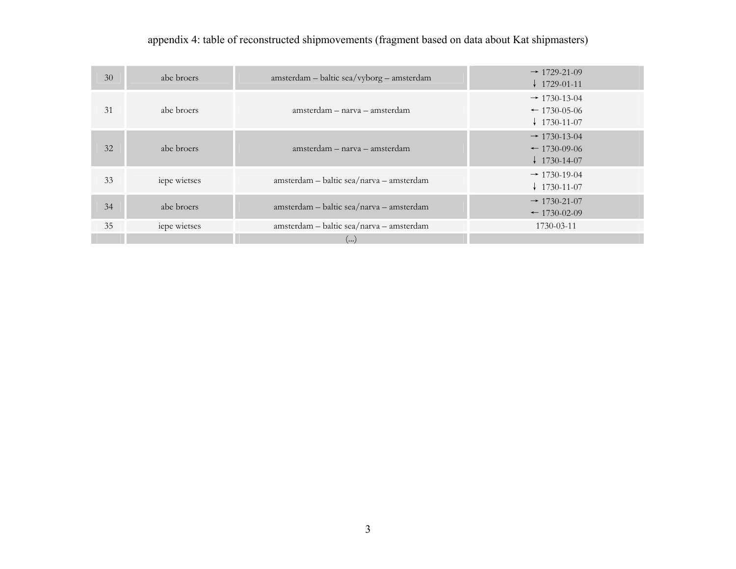appendix 4: table of reconstructed shipmovements (fragment based on data about Kat shipmasters)

| | | | |
|---|---|---|---|
| 30 | abe broers | amsterdam – baltic sea/vyborg – amsterdam | → 1729-21-09<br>↓ 1729-01-11 |
| 31 | abe broers | amsterdam – narva – amsterdam | → 1730-13-04<br>← 1730-05-06<br>↓ 1730-11-07 |
| 32 | abe broers | amsterdam – narva – amsterdam | → 1730-13-04<br>← 1730-09-06<br>↓ 1730-14-07 |
| 33 | iepe wietses | amsterdam – baltic sea/narva – amsterdam | → 1730-19-04<br>↓ 1730-11-07 |
| 34 | abe broers | amsterdam – baltic sea/narva – amsterdam | → 1730-21-07<br>← 1730-02-09 |
| 35 | iepe wietses | amsterdam – baltic sea/narva – amsterdam | 1730-03-11 |
| | | (...) | |